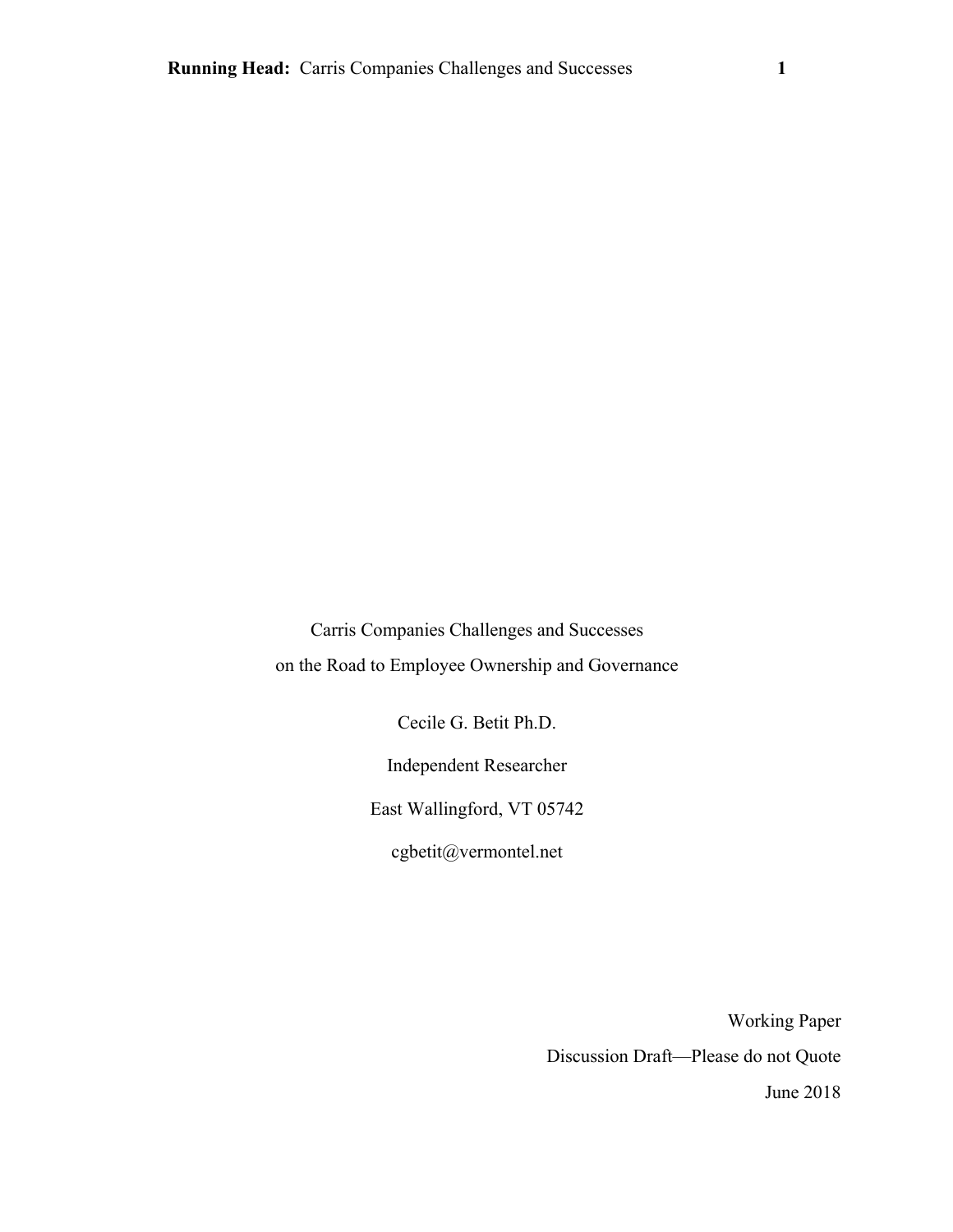# Carris Companies Challenges and Successes on the Road to Employee Ownership and Governance

Cecile G. Betit Ph.D.

Independent Researcher

East Wallingford, VT 05742

cgbetit@vermontel.net

Working Paper

Discussion Draft—Please do not Quote

June 2018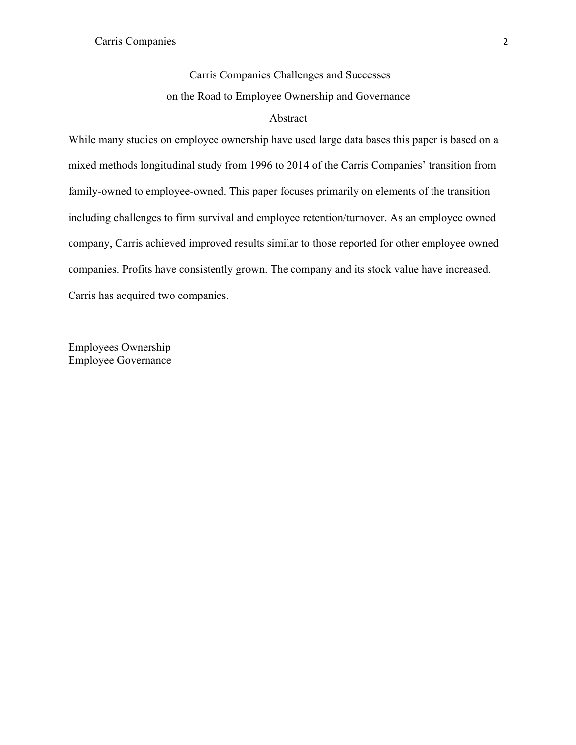# Carris Companies Challenges and Successes on the Road to Employee Ownership and Governance

## Abstract

While many studies on employee ownership have used large data bases this paper is based on a mixed methods longitudinal study from 1996 to 2014 of the Carris Companies' transition from family-owned to employee-owned. This paper focuses primarily on elements of the transition including challenges to firm survival and employee retention/turnover. As an employee owned company, Carris achieved improved results similar to those reported for other employee owned companies. Profits have consistently grown. The company and its stock value have increased. Carris has acquired two companies.

Employees Ownership
Employee Governance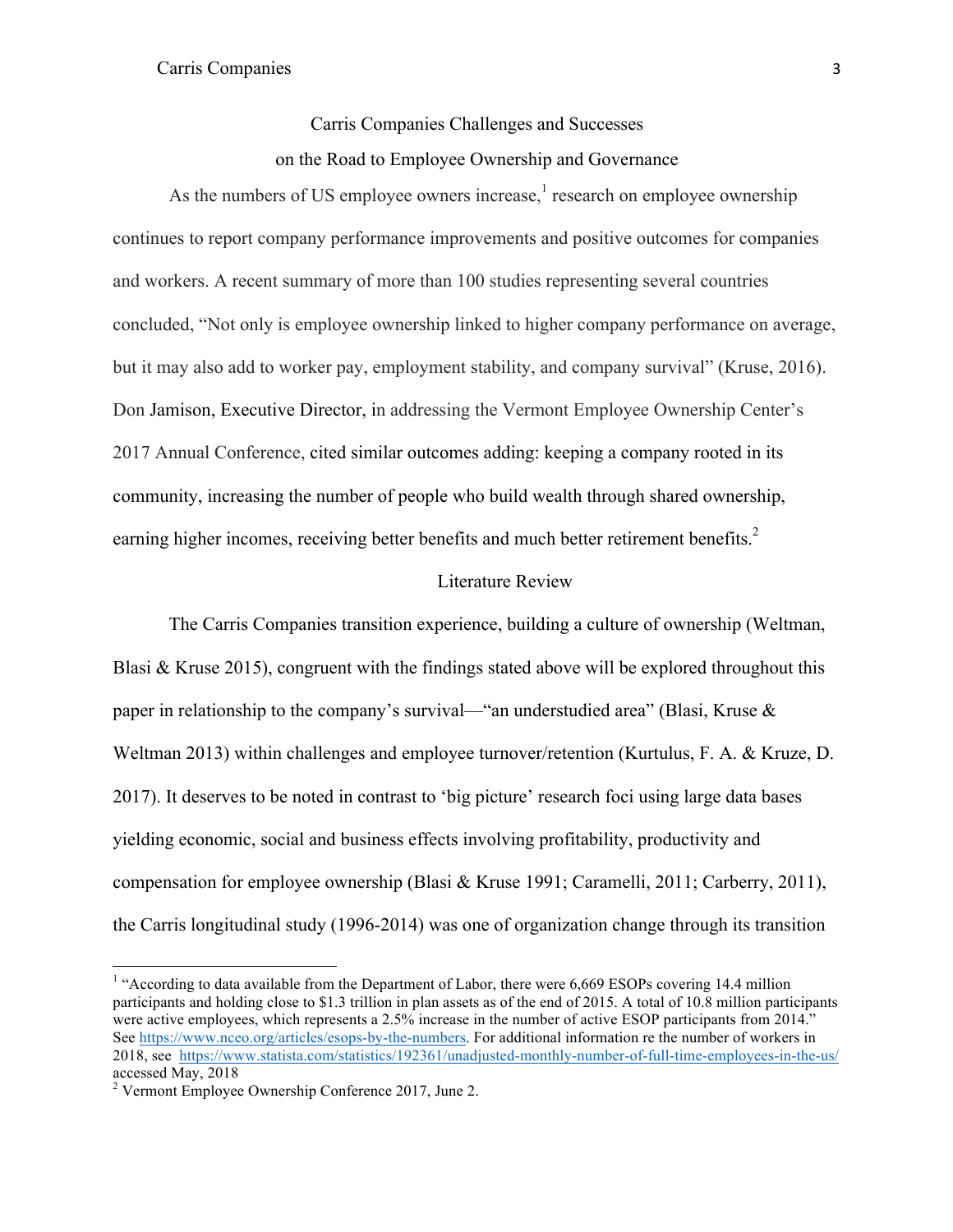## Carris Companies Challenges and Successes on the Road to Employee Ownership and Governance

As the numbers of US employee owners increase,[1] research on employee ownership continues to report company performance improvements and positive outcomes for companies and workers. A recent summary of more than 100 studies representing several countries concluded, "Not only is employee ownership linked to higher company performance on average, but it may also add to worker pay, employment stability, and company survival" (Kruse, 2016). Don Jamison, Executive Director, in addressing the Vermont Employee Ownership Center's 2017 Annual Conference, cited similar outcomes adding: keeping a company rooted in its community, increasing the number of people who build wealth through shared ownership, earning higher incomes, receiving better benefits and much better retirement benefits.[2]

### Literature Review

The Carris Companies transition experience, building a culture of ownership (Weltman, Blasi & Kruse 2015), congruent with the findings stated above will be explored throughout this paper in relationship to the company's survival—"an understudied area" (Blasi, Kruse & Weltman 2013) within challenges and employee turnover/retention (Kurtulus, F. A. & Kruze, D. 2017). It deserves to be noted in contrast to 'big picture' research foci using large data bases yielding economic, social and business effects involving profitability, productivity and compensation for employee ownership (Blasi & Kruse 1991; Caramelli, 2011; Carberry, 2011), the Carris longitudinal study (1996-2014) was one of organization change through its transition

---

[1] "According to data available from the Department of Labor, there were 6,669 ESOPs covering 14.4 million participants and holding close to $1.3 trillion in plan assets as of the end of 2015. A total of 10.8 million participants were active employees, which represents a 2.5% increase in the number of active ESOP participants from 2014." See https://www.nceo.org/articles/esops-by-the-numbers. For additional information re the number of workers in 2018, see https://www.statista.com/statistics/192361/unadjusted-monthly-number-of-full-time-employees-in-the-us/ accessed May, 2018

[2] Vermont Employee Ownership Conference 2017, June 2.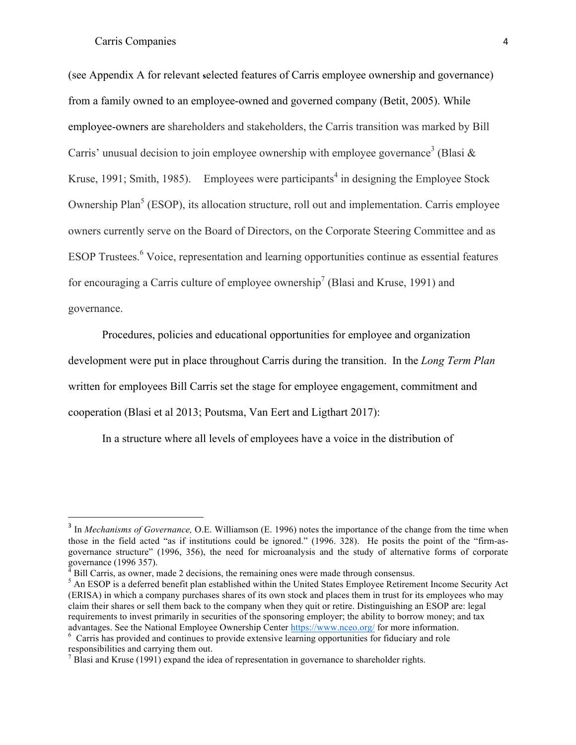(see Appendix A for relevant selected features of Carris employee ownership and governance) from a family owned to an employee-owned and governed company (Betit, 2005). While employee-owners are shareholders and stakeholders, the Carris transition was marked by Bill Carris' unusual decision to join employee ownership with employee governance[3] (Blasi & Kruse, 1991; Smith, 1985). Employees were participants[4] in designing the Employee Stock Ownership Plan[5] (ESOP), its allocation structure, roll out and implementation. Carris employee owners currently serve on the Board of Directors, on the Corporate Steering Committee and as ESOP Trustees.[6] Voice, representation and learning opportunities continue as essential features for encouraging a Carris culture of employee ownership[7] (Blasi and Kruse, 1991) and governance.

Procedures, policies and educational opportunities for employee and organization development were put in place throughout Carris during the transition. In the *Long Term Plan* written for employees Bill Carris set the stage for employee engagement, commitment and cooperation (Blasi et al 2013; Poutsma, Van Eert and Ligthart 2017):

In a structure where all levels of employees have a voice in the distribution of

---

[3] In *Mechanisms of Governance,* O.E. Williamson (E. 1996) notes the importance of the change from the time when those in the field acted "as if institutions could be ignored." (1996. 328). He posits the point of the "firm-as-governance structure" (1996, 356), the need for microanalysis and the study of alternative forms of corporate governance (1996 357).

[4] Bill Carris, as owner, made 2 decisions, the remaining ones were made through consensus.

[5] An ESOP is a deferred benefit plan established within the United States Employee Retirement Income Security Act (ERISA) in which a company purchases shares of its own stock and places them in trust for its employees who may claim their shares or sell them back to the company when they quit or retire. Distinguishing an ESOP are: legal requirements to invest primarily in securities of the sponsoring employer; the ability to borrow money; and tax advantages. See the National Employee Ownership Center https://www.nceo.org/ for more information.

[6] Carris has provided and continues to provide extensive learning opportunities for fiduciary and role responsibilities and carrying them out.

[7] Blasi and Kruse (1991) expand the idea of representation in governance to shareholder rights.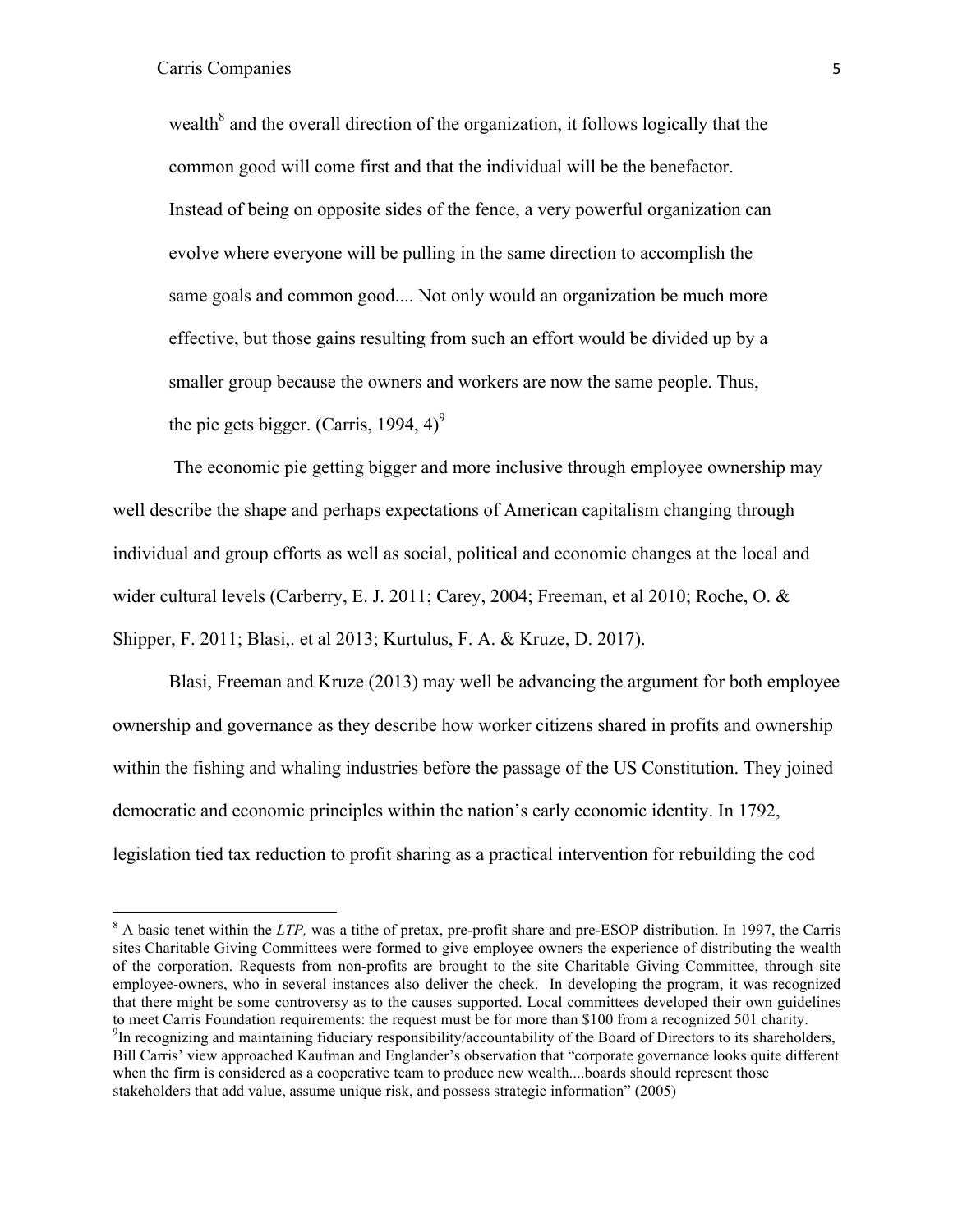wealth[8] and the overall direction of the organization, it follows logically that the common good will come first and that the individual will be the benefactor. Instead of being on opposite sides of the fence, a very powerful organization can evolve where everyone will be pulling in the same direction to accomplish the same goals and common good.... Not only would an organization be much more effective, but those gains resulting from such an effort would be divided up by a smaller group because the owners and workers are now the same people. Thus, the pie gets bigger. (Carris, 1994, 4)[9]

The economic pie getting bigger and more inclusive through employee ownership may well describe the shape and perhaps expectations of American capitalism changing through individual and group efforts as well as social, political and economic changes at the local and wider cultural levels (Carberry, E. J. 2011; Carey, 2004; Freeman, et al 2010; Roche, O. & Shipper, F. 2011; Blasi,. et al 2013; Kurtulus, F. A. & Kruze, D. 2017).

Blasi, Freeman and Kruze (2013) may well be advancing the argument for both employee ownership and governance as they describe how worker citizens shared in profits and ownership within the fishing and whaling industries before the passage of the US Constitution. They joined democratic and economic principles within the nation's early economic identity. In 1792, legislation tied tax reduction to profit sharing as a practical intervention for rebuilding the cod

---

[8] A basic tenet within the *LTP,* was a tithe of pretax, pre-profit share and pre-ESOP distribution. In 1997, the Carris sites Charitable Giving Committees were formed to give employee owners the experience of distributing the wealth of the corporation. Requests from non-profits are brought to the site Charitable Giving Committee, through site employee-owners, who in several instances also deliver the check. In developing the program, it was recognized that there might be some controversy as to the causes supported. Local committees developed their own guidelines to meet Carris Foundation requirements: the request must be for more than $100 from a recognized 501 charity.

[9] In recognizing and maintaining fiduciary responsibility/accountability of the Board of Directors to its shareholders, Bill Carris' view approached Kaufman and Englander's observation that "corporate governance looks quite different when the firm is considered as a cooperative team to produce new wealth....boards should represent those stakeholders that add value, assume unique risk, and possess strategic information" (2005)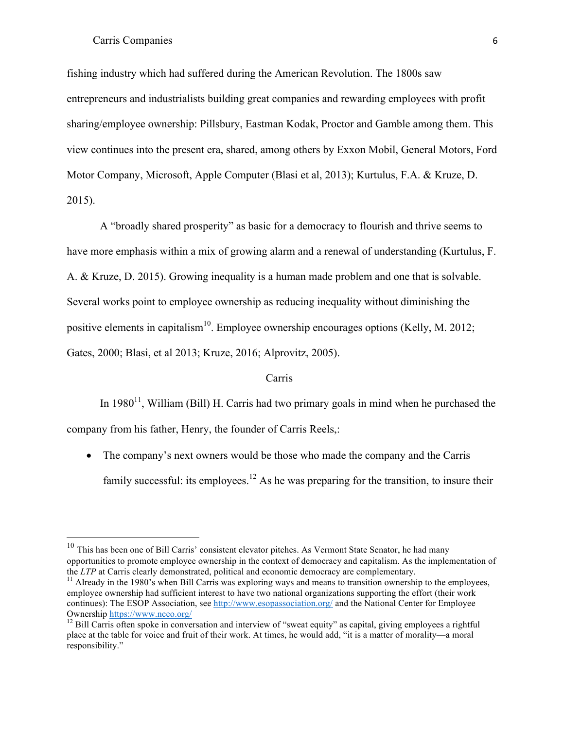fishing industry which had suffered during the American Revolution. The 1800s saw entrepreneurs and industrialists building great companies and rewarding employees with profit sharing/employee ownership: Pillsbury, Eastman Kodak, Proctor and Gamble among them. This view continues into the present era, shared, among others by Exxon Mobil, General Motors, Ford Motor Company, Microsoft, Apple Computer (Blasi et al, 2013); Kurtulus, F.A. & Kruze, D. 2015).

A "broadly shared prosperity" as basic for a democracy to flourish and thrive seems to have more emphasis within a mix of growing alarm and a renewal of understanding (Kurtulus, F. A. & Kruze, D. 2015). Growing inequality is a human made problem and one that is solvable. Several works point to employee ownership as reducing inequality without diminishing the positive elements in capitalism[10]. Employee ownership encourages options (Kelly, M. 2012; Gates, 2000; Blasi, et al 2013; Kruze, 2016; Alprovitz, 2005).

## Carris

In 1980[11], William (Bill) H. Carris had two primary goals in mind when he purchased the company from his father, Henry, the founder of Carris Reels,:

- The company's next owners would be those who made the company and the Carris family successful: its employees.[12] As he was preparing for the transition, to insure their

---

[10] This has been one of Bill Carris' consistent elevator pitches. As Vermont State Senator, he had many opportunities to promote employee ownership in the context of democracy and capitalism. As the implementation of the *LTP* at Carris clearly demonstrated, political and economic democracy are complementary.

[11] Already in the 1980's when Bill Carris was exploring ways and means to transition ownership to the employees, employee ownership had sufficient interest to have two national organizations supporting the effort (their work continues): The ESOP Association, see http://www.esopassociation.org/ and the National Center for Employee Ownership https://www.nceo.org/

[12] Bill Carris often spoke in conversation and interview of "sweat equity" as capital, giving employees a rightful place at the table for voice and fruit of their work. At times, he would add, "it is a matter of morality—a moral responsibility."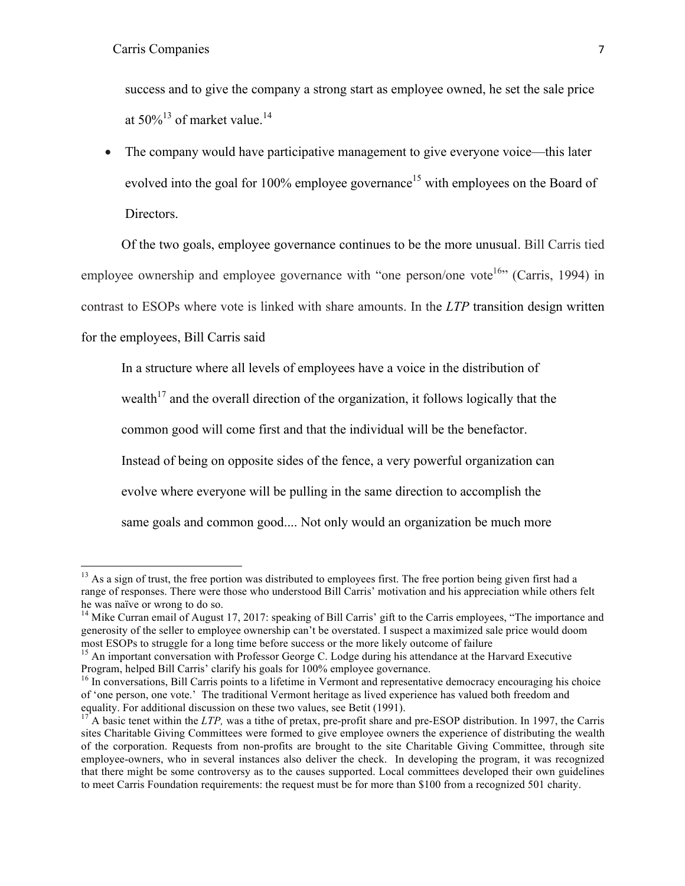success and to give the company a strong start as employee owned, he set the sale price at 50%[13] of market value.[14]

- The company would have participative management to give everyone voice—this later evolved into the goal for 100% employee governance[15] with employees on the Board of Directors.

Of the two goals, employee governance continues to be the more unusual. Bill Carris tied employee ownership and employee governance with "one person/one vote[16]" (Carris, 1994) in contrast to ESOPs where vote is linked with share amounts. In the *LTP* transition design written for the employees, Bill Carris said

> In a structure where all levels of employees have a voice in the distribution of wealth[17] and the overall direction of the organization, it follows logically that the common good will come first and that the individual will be the benefactor. Instead of being on opposite sides of the fence, a very powerful organization can evolve where everyone will be pulling in the same direction to accomplish the same goals and common good.... Not only would an organization be much more

---

[13] As a sign of trust, the free portion was distributed to employees first. The free portion being given first had a range of responses. There were those who understood Bill Carris' motivation and his appreciation while others felt he was naïve or wrong to do so.

[14] Mike Curran email of August 17, 2017: speaking of Bill Carris' gift to the Carris employees, "The importance and generosity of the seller to employee ownership can't be overstated. I suspect a maximized sale price would doom most ESOPs to struggle for a long time before success or the more likely outcome of failure

[15] An important conversation with Professor George C. Lodge during his attendance at the Harvard Executive Program, helped Bill Carris' clarify his goals for 100% employee governance.

[16] In conversations, Bill Carris points to a lifetime in Vermont and representative democracy encouraging his choice of 'one person, one vote.' The traditional Vermont heritage as lived experience has valued both freedom and equality. For additional discussion on these two values, see Betit (1991).

[17] A basic tenet within the *LTP,* was a tithe of pretax, pre-profit share and pre-ESOP distribution. In 1997, the Carris sites Charitable Giving Committees were formed to give employee owners the experience of distributing the wealth of the corporation. Requests from non-profits are brought to the site Charitable Giving Committee, through site employee-owners, who in several instances also deliver the check. In developing the program, it was recognized that there might be some controversy as to the causes supported. Local committees developed their own guidelines to meet Carris Foundation requirements: the request must be for more than $100 from a recognized 501 charity.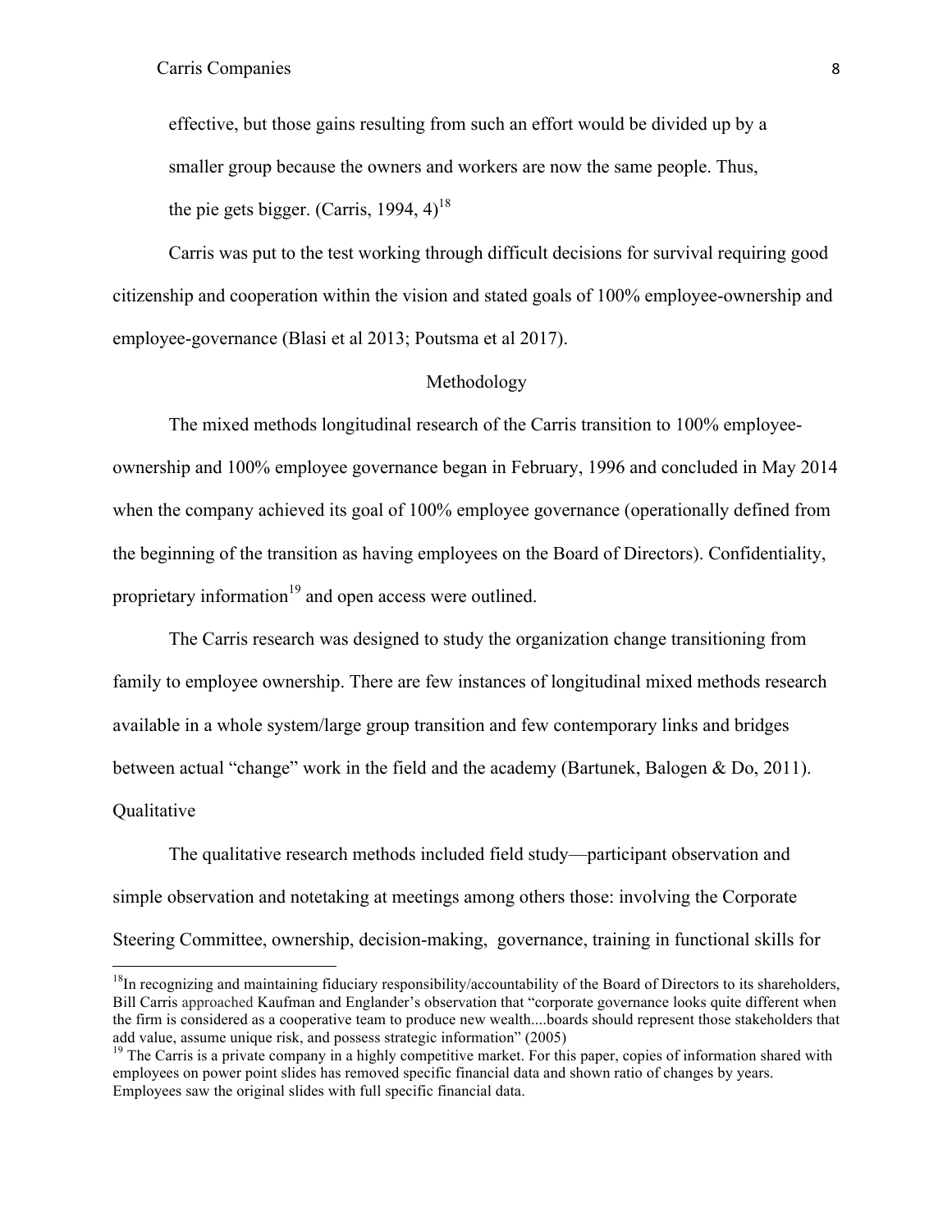effective, but those gains resulting from such an effort would be divided up by a smaller group because the owners and workers are now the same people. Thus, the pie gets bigger. (Carris, 1994, 4)[18]

Carris was put to the test working through difficult decisions for survival requiring good citizenship and cooperation within the vision and stated goals of 100% employee-ownership and employee-governance (Blasi et al 2013; Poutsma et al 2017).

## Methodology

The mixed methods longitudinal research of the Carris transition to 100% employee-ownership and 100% employee governance began in February, 1996 and concluded in May 2014 when the company achieved its goal of 100% employee governance (operationally defined from the beginning of the transition as having employees on the Board of Directors). Confidentiality, proprietary information[19] and open access were outlined.

The Carris research was designed to study the organization change transitioning from family to employee ownership. There are few instances of longitudinal mixed methods research available in a whole system/large group transition and few contemporary links and bridges between actual "change" work in the field and the academy (Bartunek, Balogen & Do, 2011).

### Qualitative

The qualitative research methods included field study—participant observation and simple observation and notetaking at meetings among others those: involving the Corporate Steering Committee, ownership, decision-making, governance, training in functional skills for

---

[18] In recognizing and maintaining fiduciary responsibility/accountability of the Board of Directors to its shareholders, Bill Carris approached Kaufman and Englander's observation that "corporate governance looks quite different when the firm is considered as a cooperative team to produce new wealth....boards should represent those stakeholders that add value, assume unique risk, and possess strategic information" (2005)

[19] The Carris is a private company in a highly competitive market. For this paper, copies of information shared with employees on power point slides has removed specific financial data and shown ratio of changes by years. Employees saw the original slides with full specific financial data.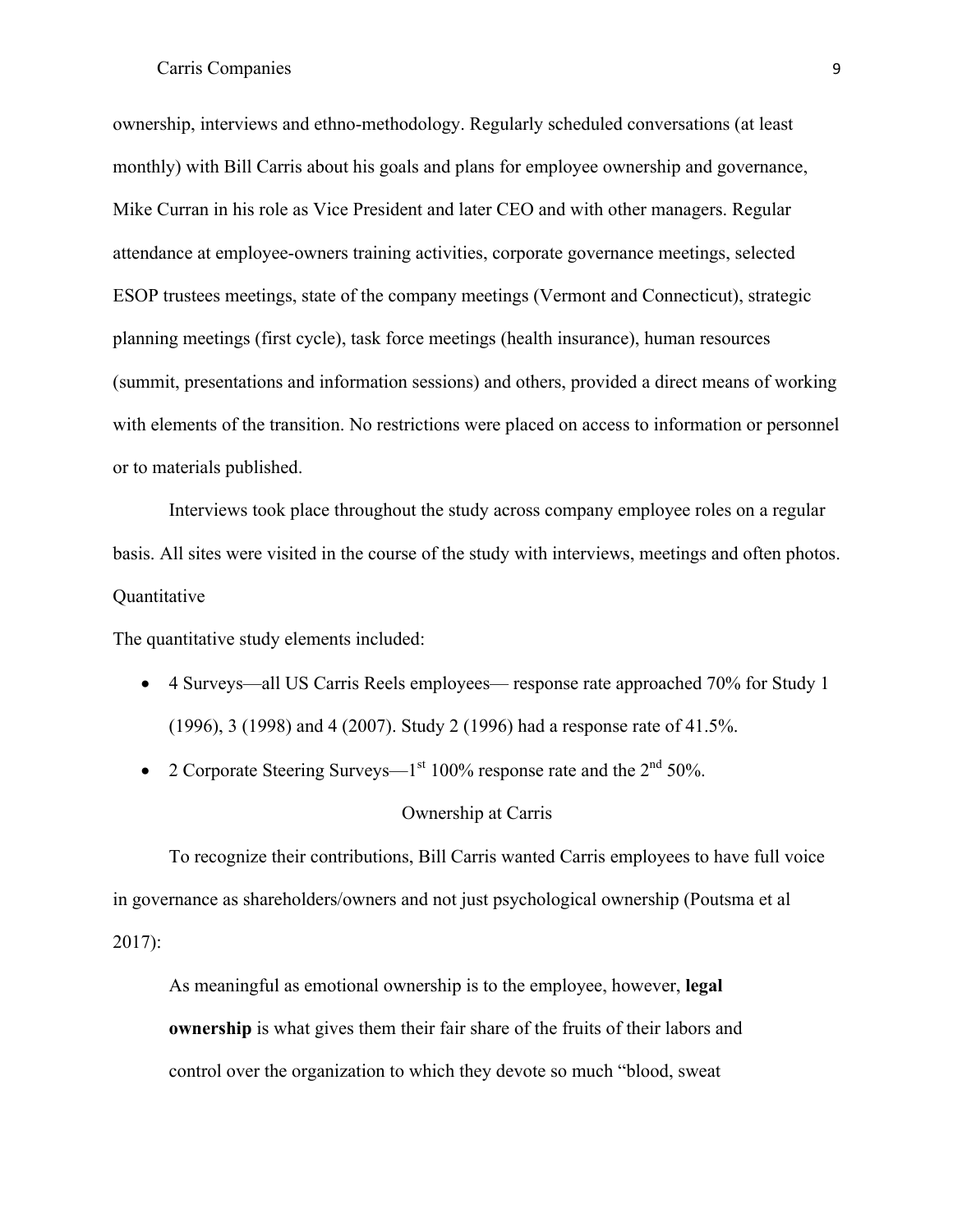ownership, interviews and ethno-methodology. Regularly scheduled conversations (at least monthly) with Bill Carris about his goals and plans for employee ownership and governance, Mike Curran in his role as Vice President and later CEO and with other managers. Regular attendance at employee-owners training activities, corporate governance meetings, selected ESOP trustees meetings, state of the company meetings (Vermont and Connecticut), strategic planning meetings (first cycle), task force meetings (health insurance), human resources (summit, presentations and information sessions) and others, provided a direct means of working with elements of the transition. No restrictions were placed on access to information or personnel or to materials published.

Interviews took place throughout the study across company employee roles on a regular basis. All sites were visited in the course of the study with interviews, meetings and often photos.

### Quantitative

The quantitative study elements included:

- 4 Surveys—all US Carris Reels employees— response rate approached 70% for Study 1 (1996), 3 (1998) and 4 (2007). Study 2 (1996) had a response rate of 41.5%.
- 2 Corporate Steering Surveys—1st 100% response rate and the 2nd 50%.

## Ownership at Carris

To recognize their contributions, Bill Carris wanted Carris employees to have full voice in governance as shareholders/owners and not just psychological ownership (Poutsma et al 2017):

> As meaningful as emotional ownership is to the employee, however, **legal ownership** is what gives them their fair share of the fruits of their labors and control over the organization to which they devote so much "blood, sweat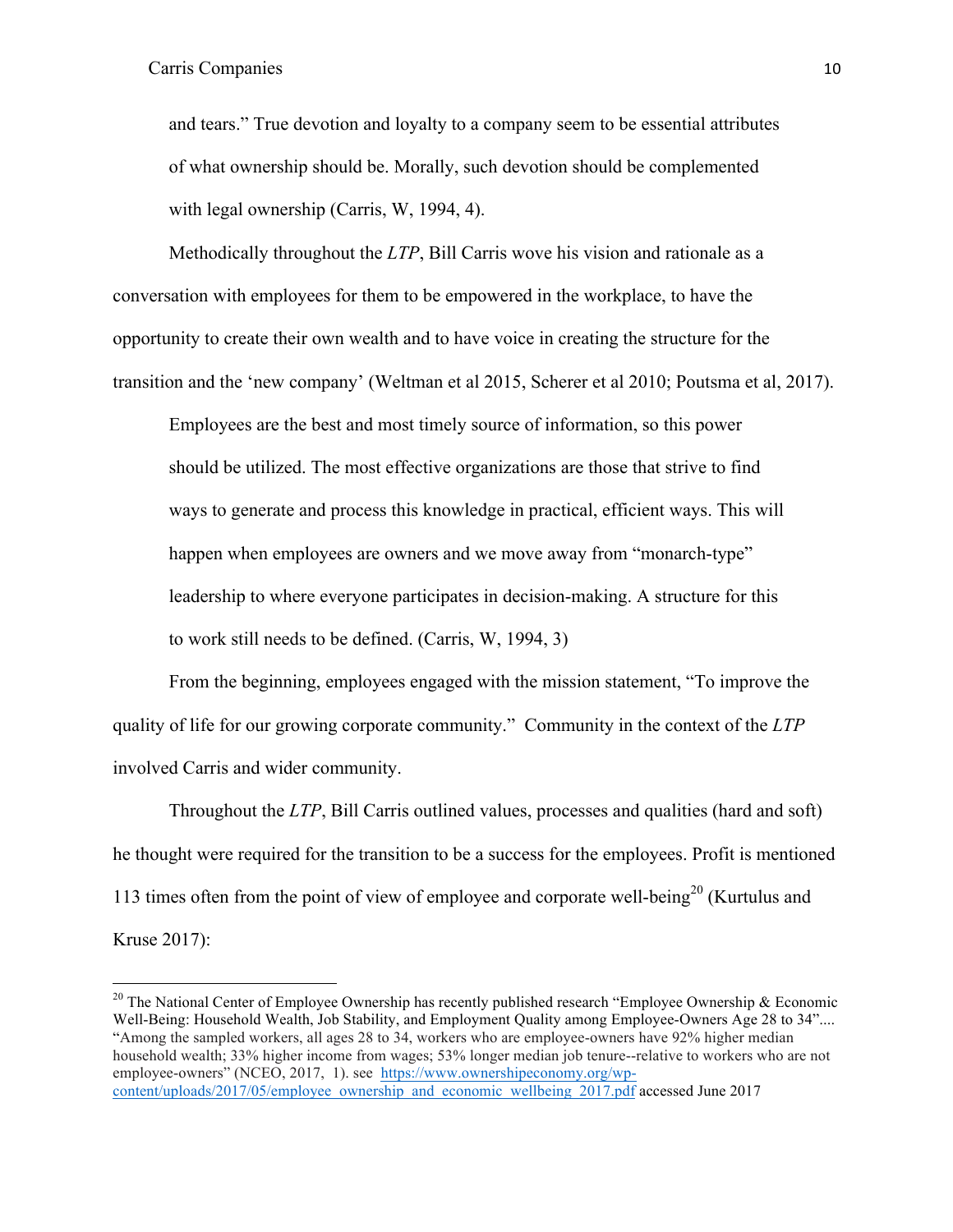> and tears." True devotion and loyalty to a company seem to be essential attributes of what ownership should be. Morally, such devotion should be complemented with legal ownership (Carris, W, 1994, 4).

Methodically throughout the *LTP*, Bill Carris wove his vision and rationale as a conversation with employees for them to be empowered in the workplace, to have the opportunity to create their own wealth and to have voice in creating the structure for the transition and the 'new company' (Weltman et al 2015, Scherer et al 2010; Poutsma et al, 2017).

> Employees are the best and most timely source of information, so this power should be utilized. The most effective organizations are those that strive to find ways to generate and process this knowledge in practical, efficient ways. This will happen when employees are owners and we move away from "monarch-type" leadership to where everyone participates in decision-making. A structure for this to work still needs to be defined. (Carris, W, 1994, 3)

From the beginning, employees engaged with the mission statement, "To improve the quality of life for our growing corporate community." Community in the context of the *LTP* involved Carris and wider community.

Throughout the *LTP*, Bill Carris outlined values, processes and qualities (hard and soft) he thought were required for the transition to be a success for the employees. Profit is mentioned 113 times often from the point of view of employee and corporate well-being[20] (Kurtulus and Kruse 2017):

---

[20] The National Center of Employee Ownership has recently published research "Employee Ownership & Economic Well-Being: Household Wealth, Job Stability, and Employment Quality among Employee-Owners Age 28 to 34".... "Among the sampled workers, all ages 28 to 34, workers who are employee-owners have 92% higher median household wealth; 33% higher income from wages; 53% longer median job tenure--relative to workers who are not employee-owners" (NCEO, 2017, 1). see https://www.ownershipeconomy.org/wp-content/uploads/2017/05/employee_ownership_and_economic_wellbeing_2017.pdf accessed June 2017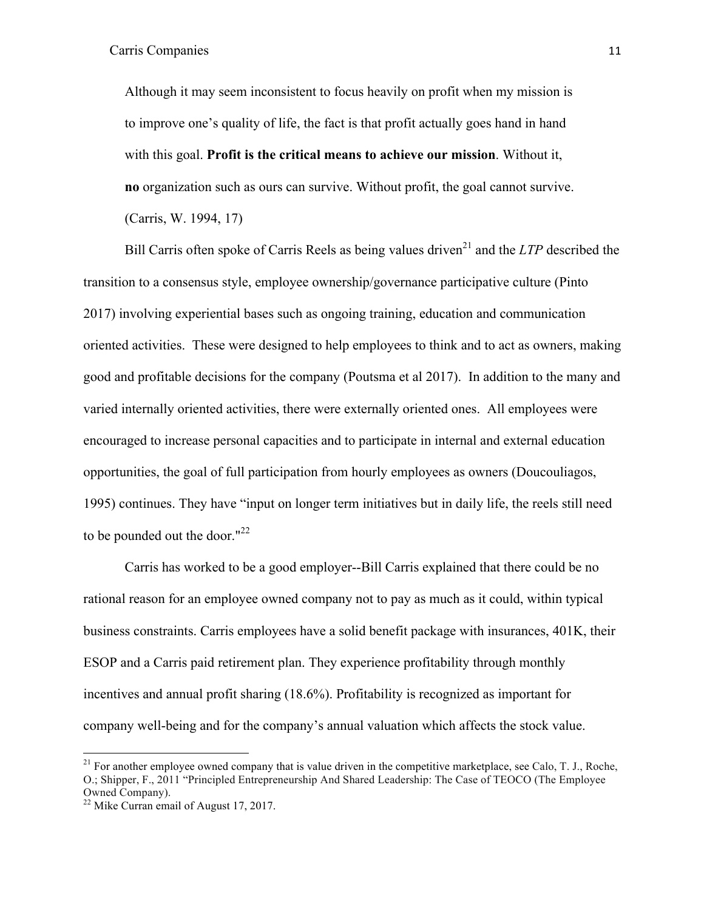> Although it may seem inconsistent to focus heavily on profit when my mission is to improve one's quality of life, the fact is that profit actually goes hand in hand with this goal. **Profit is the critical means to achieve our mission**. Without it, **no** organization such as ours can survive. Without profit, the goal cannot survive. (Carris, W. 1994, 17)

Bill Carris often spoke of Carris Reels as being values driven[21] and the *LTP* described the transition to a consensus style, employee ownership/governance participative culture (Pinto 2017) involving experiential bases such as ongoing training, education and communication oriented activities. These were designed to help employees to think and to act as owners, making good and profitable decisions for the company (Poutsma et al 2017). In addition to the many and varied internally oriented activities, there were externally oriented ones. All employees were encouraged to increase personal capacities and to participate in internal and external education opportunities, the goal of full participation from hourly employees as owners (Doucouliagos, 1995) continues. They have "input on longer term initiatives but in daily life, the reels still need to be pounded out the door."[22]

Carris has worked to be a good employer--Bill Carris explained that there could be no rational reason for an employee owned company not to pay as much as it could, within typical business constraints. Carris employees have a solid benefit package with insurances, 401K, their ESOP and a Carris paid retirement plan. They experience profitability through monthly incentives and annual profit sharing (18.6%). Profitability is recognized as important for company well-being and for the company's annual valuation which affects the stock value.

---

[21] For another employee owned company that is value driven in the competitive marketplace, see Calo, T. J., Roche, O.; Shipper, F., 2011 "Principled Entrepreneurship And Shared Leadership: The Case of TEOCO (The Employee Owned Company).

[22] Mike Curran email of August 17, 2017.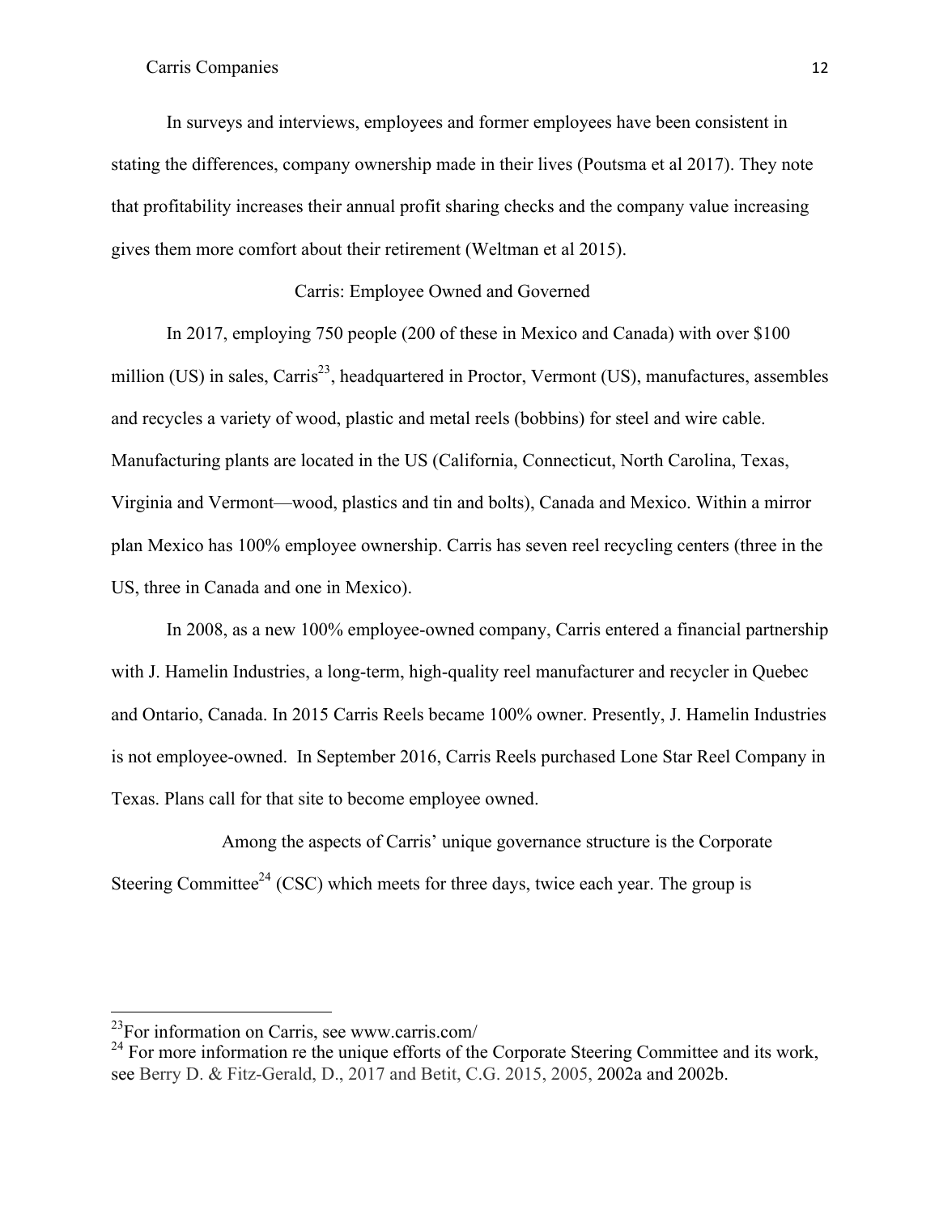In surveys and interviews, employees and former employees have been consistent in stating the differences, company ownership made in their lives (Poutsma et al 2017). They note that profitability increases their annual profit sharing checks and the company value increasing gives them more comfort about their retirement (Weltman et al 2015).

## Carris: Employee Owned and Governed

In 2017, employing 750 people (200 of these in Mexico and Canada) with over $100 million (US) in sales, Carris[23], headquartered in Proctor, Vermont (US), manufactures, assembles and recycles a variety of wood, plastic and metal reels (bobbins) for steel and wire cable. Manufacturing plants are located in the US (California, Connecticut, North Carolina, Texas, Virginia and Vermont—wood, plastics and tin and bolts), Canada and Mexico. Within a mirror plan Mexico has 100% employee ownership. Carris has seven reel recycling centers (three in the US, three in Canada and one in Mexico).

In 2008, as a new 100% employee-owned company, Carris entered a financial partnership with J. Hamelin Industries, a long-term, high-quality reel manufacturer and recycler in Quebec and Ontario, Canada. In 2015 Carris Reels became 100% owner. Presently, J. Hamelin Industries is not employee-owned. In September 2016, Carris Reels purchased Lone Star Reel Company in Texas. Plans call for that site to become employee owned.

Among the aspects of Carris' unique governance structure is the Corporate Steering Committee[24] (CSC) which meets for three days, twice each year. The group is

---

[23] For information on Carris, see www.carris.com/

[24] For more information re the unique efforts of the Corporate Steering Committee and its work, see Berry D. & Fitz-Gerald, D., 2017 and Betit, C.G. 2015, 2005, 2002a and 2002b.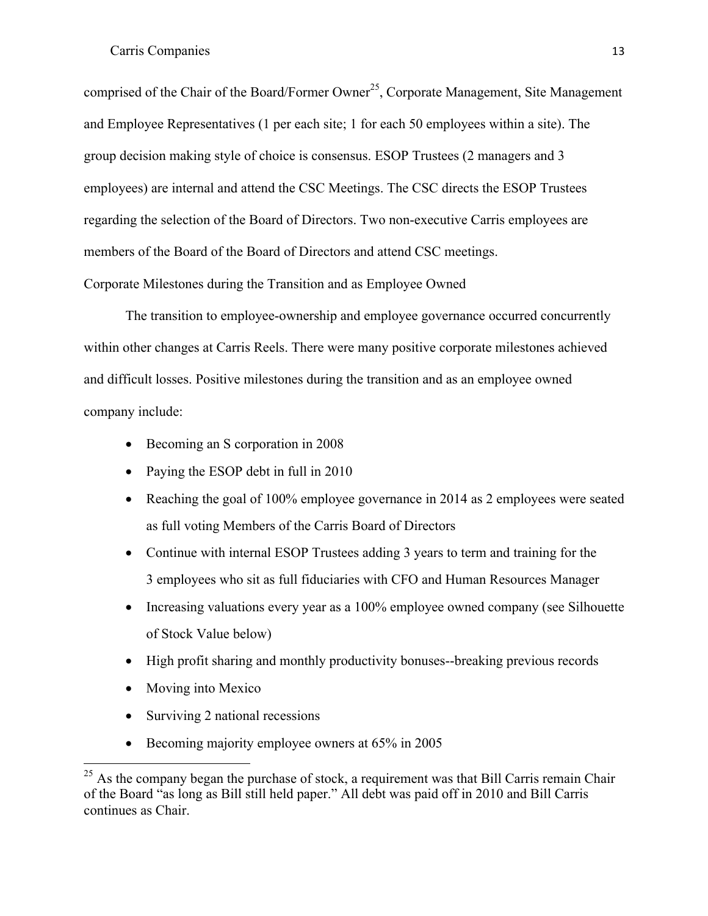comprised of the Chair of the Board/Former Owner[25], Corporate Management, Site Management and Employee Representatives (1 per each site; 1 for each 50 employees within a site). The group decision making style of choice is consensus. ESOP Trustees (2 managers and 3 employees) are internal and attend the CSC Meetings. The CSC directs the ESOP Trustees regarding the selection of the Board of Directors. Two non-executive Carris employees are members of the Board of the Board of Directors and attend CSC meetings.

## Corporate Milestones during the Transition and as Employee Owned

The transition to employee-ownership and employee governance occurred concurrently within other changes at Carris Reels. There were many positive corporate milestones achieved and difficult losses. Positive milestones during the transition and as an employee owned company include:

- Becoming an S corporation in 2008
- Paying the ESOP debt in full in 2010
- Reaching the goal of 100% employee governance in 2014 as 2 employees were seated as full voting Members of the Carris Board of Directors
- Continue with internal ESOP Trustees adding 3 years to term and training for the 3 employees who sit as full fiduciaries with CFO and Human Resources Manager
- Increasing valuations every year as a 100% employee owned company (see Silhouette of Stock Value below)
- High profit sharing and monthly productivity bonuses--breaking previous records
- Moving into Mexico
- Surviving 2 national recessions
- Becoming majority employee owners at 65% in 2005

---

[25] As the company began the purchase of stock, a requirement was that Bill Carris remain Chair of the Board "as long as Bill still held paper." All debt was paid off in 2010 and Bill Carris continues as Chair.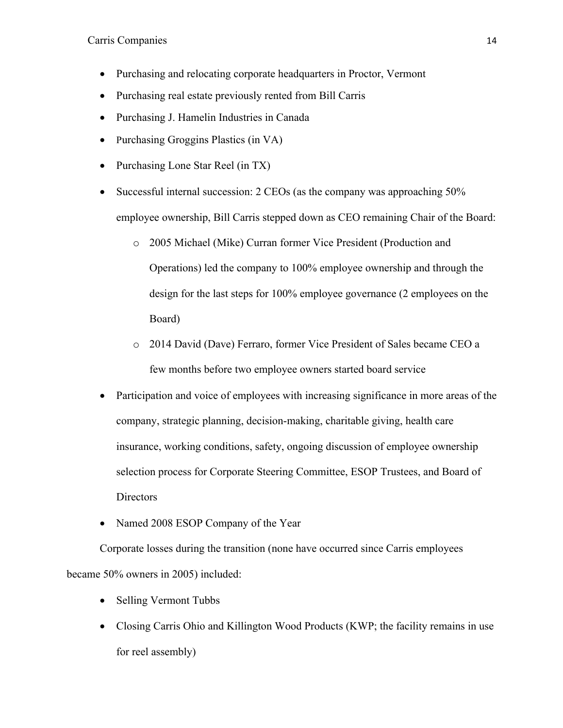- Purchasing and relocating corporate headquarters in Proctor, Vermont
- Purchasing real estate previously rented from Bill Carris
- Purchasing J. Hamelin Industries in Canada
- Purchasing Groggins Plastics (in VA)
- Purchasing Lone Star Reel (in TX)
- Successful internal succession: 2 CEOs (as the company was approaching 50% employee ownership, Bill Carris stepped down as CEO remaining Chair of the Board:
    - 2005 Michael (Mike) Curran former Vice President (Production and Operations) led the company to 100% employee ownership and through the design for the last steps for 100% employee governance (2 employees on the Board)
    - 2014 David (Dave) Ferraro, former Vice President of Sales became CEO a few months before two employee owners started board service
- Participation and voice of employees with increasing significance in more areas of the company, strategic planning, decision-making, charitable giving, health care insurance, working conditions, safety, ongoing discussion of employee ownership selection process for Corporate Steering Committee, ESOP Trustees, and Board of Directors
- Named 2008 ESOP Company of the Year

Corporate losses during the transition (none have occurred since Carris employees became 50% owners in 2005) included:

- Selling Vermont Tubbs
- Closing Carris Ohio and Killington Wood Products (KWP; the facility remains in use for reel assembly)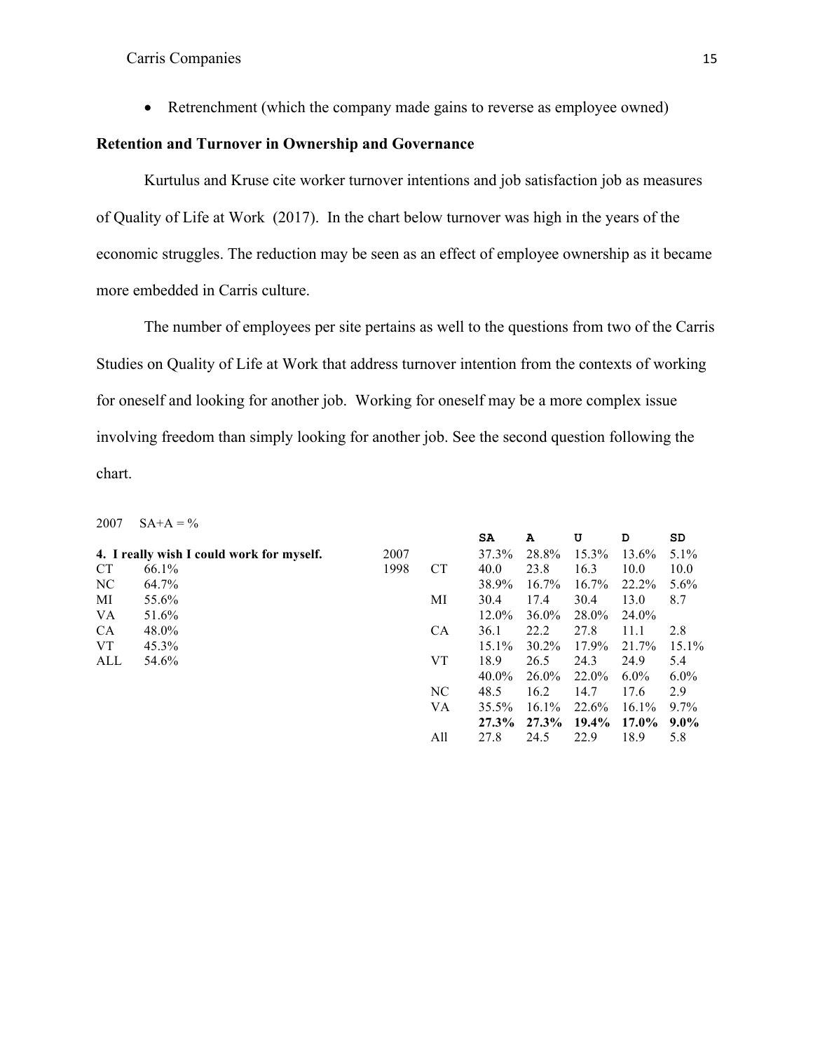- Retrenchment (which the company made gains to reverse as employee owned)

**Retention and Turnover in Ownership and Governance**

Kurtulus and Kruse cite worker turnover intentions and job satisfaction job as measures of Quality of Life at Work (2017). In the chart below turnover was high in the years of the economic struggles. The reduction may be seen as an effect of employee ownership as it became more embedded in Carris culture.

The number of employees per site pertains as well to the questions from two of the Carris Studies on Quality of Life at Work that address turnover intention from the contexts of working for oneself and looking for another job. Working for oneself may be a more complex issue involving freedom than simply looking for another job. See the second question following the chart.

2007 SA+A = %

| **4. I really wish I could work for myself.** | |
|---|---|
| CT | 66.1% |
| NC | 64.7% |
| MI | 55.6% |
| VA | 51.6% |
| CA | 48.0% |
| VT | 45.3% |
| ALL | 54.6% |

| | | SA | A | U | D | SD |
|---|---|---|---|---|---|---|
| 2007 | | 37.3% | 28.8% | 15.3% | 13.6% | 5.1% |
| 1998 | CT | 40.0 | 23.8 | 16.3 | 10.0 | 10.0 |
| | | 38.9% | 16.7% | 16.7% | 22.2% | 5.6% |
| | MI | 30.4 | 17.4 | 30.4 | 13.0 | 8.7 |
| | | 12.0% | 36.0% | 28.0% | 24.0% | |
| | CA | 36.1 | 22.2 | 27.8 | 11.1 | 2.8 |
| | | 15.1% | 30.2% | 17.9% | 21.7% | 15.1% |
| | VT | 18.9 | 26.5 | 24.3 | 24.9 | 5.4 |
| | | 40.0% | 26.0% | 22.0% | 6.0% | 6.0% |
| | NC | 48.5 | 16.2 | 14.7 | 17.6 | 2.9 |
| | VA | 35.5% | 16.1% | 22.6% | 16.1% | 9.7% |
| | | **27.3%** | **27.3%** | **19.4%** | **17.0%** | **9.0%** |
| | All | 27.8 | 24.5 | 22.9 | 18.9 | 5.8 |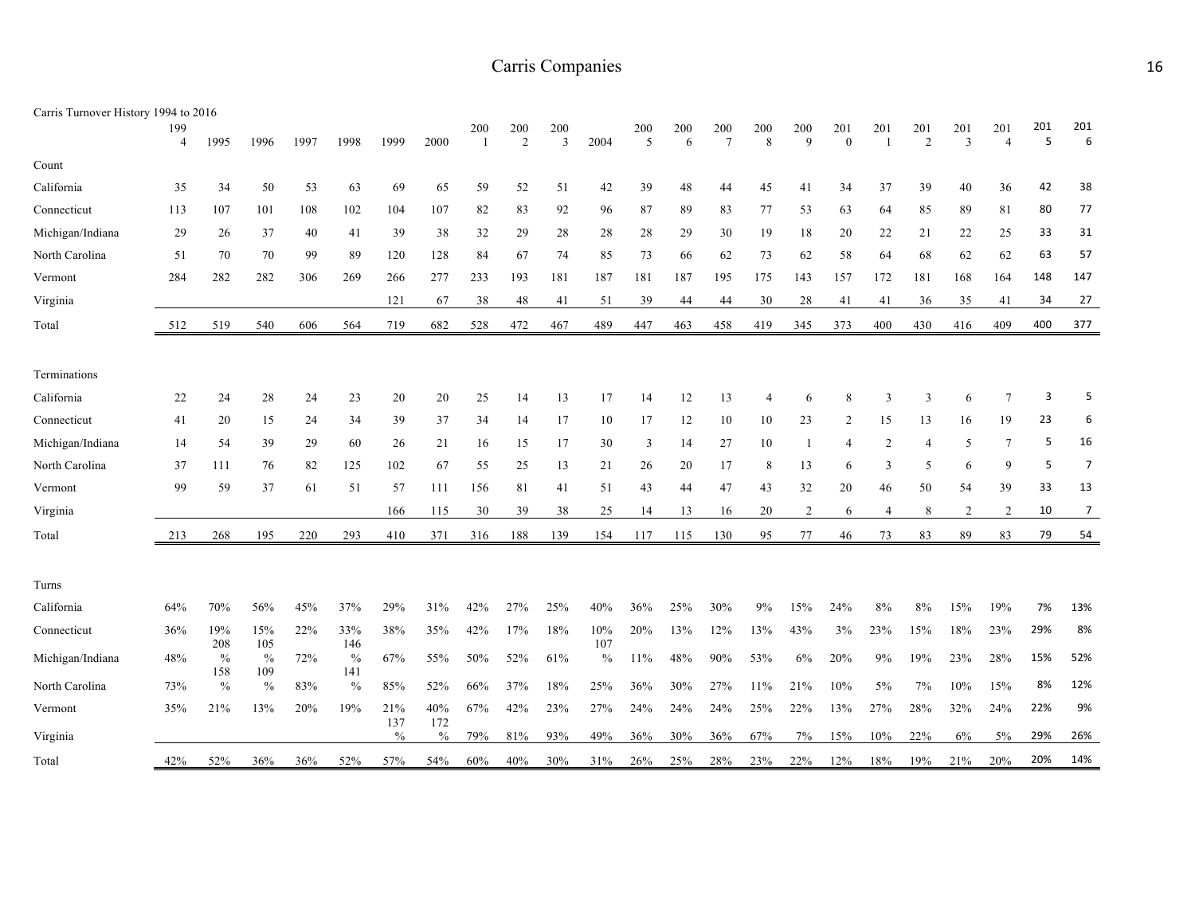Carris Turnover History 1994 to 2016

| | 1994 | 1995 | 1996 | 1997 | 1998 | 1999 | 2000 | 2001 | 2002 | 2003 | 2004 | 2005 | 2006 | 2007 | 2008 | 2009 | 2010 | 2011 | 2012 | 2013 | 2014 | 2015 | 2016 |
|---|---|---|---|---|---|---|---|---|---|---|---|---|---|---|---|---|---|---|---|---|---|---|---|
| **Count** | | | | | | | | | | | | | | | | | | | | | | | |
| California | 35 | 34 | 50 | 53 | 63 | 69 | 65 | 59 | 52 | 51 | 42 | 39 | 48 | 44 | 45 | 41 | 34 | 37 | 39 | 40 | 36 | 42 | 38 |
| Connecticut | 113 | 107 | 101 | 108 | 102 | 104 | 107 | 82 | 83 | 92 | 96 | 87 | 89 | 83 | 77 | 53 | 63 | 64 | 85 | 89 | 81 | 80 | 77 |
| Michigan/Indiana | 29 | 26 | 37 | 40 | 41 | 39 | 38 | 32 | 29 | 28 | 28 | 28 | 29 | 30 | 19 | 18 | 20 | 22 | 21 | 22 | 25 | 33 | 31 |
| North Carolina | 51 | 70 | 70 | 99 | 89 | 120 | 128 | 84 | 67 | 74 | 85 | 73 | 66 | 62 | 73 | 62 | 58 | 64 | 68 | 62 | 62 | 63 | 57 |
| Vermont | 284 | 282 | 282 | 306 | 269 | 266 | 277 | 233 | 193 | 181 | 187 | 181 | 187 | 195 | 175 | 143 | 157 | 172 | 181 | 168 | 164 | 148 | 147 |
| Virginia | | | | | | 121 | 67 | 38 | 48 | 41 | 51 | 39 | 44 | 44 | 30 | 28 | 41 | 41 | 36 | 35 | 41 | 34 | 27 |
| Total | 512 | 519 | 540 | 606 | 564 | 719 | 682 | 528 | 472 | 467 | 489 | 447 | 463 | 458 | 419 | 345 | 373 | 400 | 430 | 416 | 409 | 400 | 377 |
| **Terminations** | | | | | | | | | | | | | | | | | | | | | | | |
| California | 22 | 24 | 28 | 24 | 23 | 20 | 20 | 25 | 14 | 13 | 17 | 14 | 12 | 13 | 4 | 6 | 8 | 3 | 3 | 6 | 7 | 3 | 5 |
| Connecticut | 41 | 20 | 15 | 24 | 34 | 39 | 37 | 34 | 14 | 17 | 10 | 17 | 12 | 10 | 10 | 23 | 2 | 15 | 13 | 16 | 19 | 23 | 6 |
| Michigan/Indiana | 14 | 54 | 39 | 29 | 60 | 26 | 21 | 16 | 15 | 17 | 30 | 3 | 14 | 27 | 10 | 1 | 4 | 2 | 4 | 5 | 7 | 5 | 16 |
| North Carolina | 37 | 111 | 76 | 82 | 125 | 102 | 67 | 55 | 25 | 13 | 21 | 26 | 20 | 17 | 8 | 13 | 6 | 3 | 5 | 6 | 9 | 5 | 7 |
| Vermont | 99 | 59 | 37 | 61 | 51 | 57 | 111 | 156 | 81 | 41 | 51 | 43 | 44 | 47 | 43 | 32 | 20 | 46 | 50 | 54 | 39 | 33 | 13 |
| Virginia | | | | | | 166 | 115 | 30 | 39 | 38 | 25 | 14 | 13 | 16 | 20 | 2 | 6 | 4 | 8 | 2 | 2 | 10 | 7 |
| Total | 213 | 268 | 195 | 220 | 293 | 410 | 371 | 316 | 188 | 139 | 154 | 117 | 115 | 130 | 95 | 77 | 46 | 73 | 83 | 89 | 83 | 79 | 54 |
| **Turns** | | | | | | | | | | | | | | | | | | | | | | | |
| California | 64% | 70% | 56% | 45% | 37% | 29% | 31% | 42% | 27% | 25% | 40% | 36% | 25% | 30% | 9% | 15% | 24% | 8% | 8% | 15% | 19% | 7% | 13% |
| Connecticut | 36% | 19% | 15% | 22% | 33% | 38% | 35% | 42% | 17% | 18% | 10% | 20% | 13% | 12% | 13% | 43% | 3% | 23% | 15% | 18% | 23% | 29% | 8% |
| Michigan/Indiana | 48% | 208% | 105% | 72% | 146% | 67% | 55% | 50% | 52% | 61% | 107% | 11% | 48% | 90% | 53% | 6% | 20% | 9% | 19% | 23% | 28% | 15% | 52% |
| North Carolina | 73% | 158% | 109% | 83% | 141% | 85% | 52% | 66% | 37% | 18% | 25% | 36% | 30% | 27% | 11% | 21% | 10% | 5% | 7% | 10% | 15% | 8% | 12% |
| Vermont | 35% | 21% | 13% | 20% | 19% | 21% | 40% | 67% | 42% | 23% | 27% | 24% | 24% | 24% | 25% | 22% | 13% | 27% | 28% | 32% | 24% | 22% | 9% |
| Virginia | | | | | | 137% | 172% | 79% | 81% | 93% | 49% | 36% | 30% | 36% | 67% | 7% | 15% | 10% | 22% | 6% | 5% | 29% | 26% |
| Total | 42% | 52% | 36% | 36% | 52% | 57% | 54% | 60% | 40% | 30% | 31% | 26% | 25% | 28% | 23% | 22% | 12% | 18% | 19% | 21% | 20% | 20% | 14% |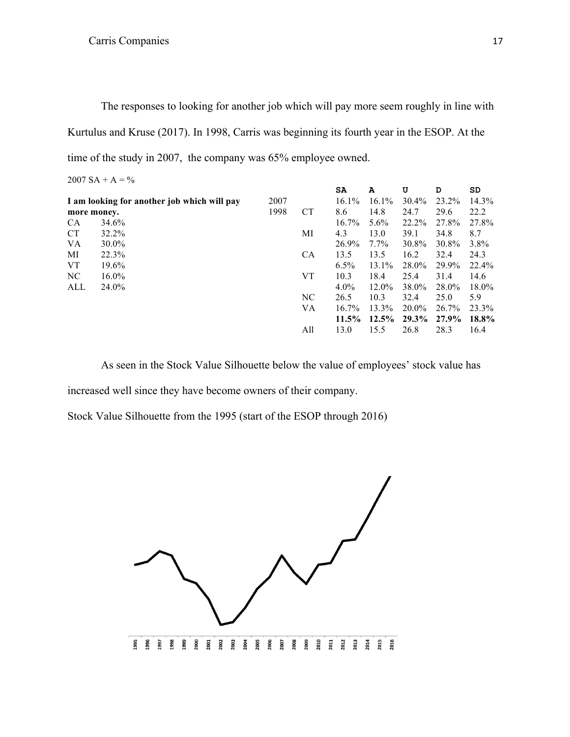The responses to looking for another job which will pay more seem roughly in line with Kurtulus and Kruse (2017). In 1998, Carris was beginning its fourth year in the ESOP. At the time of the study in 2007, the company was 65% employee owned.

2007 SA + A = %

| | | | | SA | A | U | D | SD |
|---|---|---|---|---|---|---|---|---|
| **I am looking for another job which will pay** | | 2007 | | 16.1% | 16.1% | 30.4% | 23.2% | 14.3% |
| **more money.** | | 1998 | CT | 8.6 | 14.8 | 24.7 | 29.6 | 22.2 |
| CA | 34.6% | | | 16.7% | 5.6% | 22.2% | 27.8% | 27.8% |
| CT | 32.2% | | MI | 4.3 | 13.0 | 39.1 | 34.8 | 8.7 |
| VA | 30.0% | | | 26.9% | 7.7% | 30.8% | 30.8% | 3.8% |
| MI | 22.3% | | CA | 13.5 | 13.5 | 16.2 | 32.4 | 24.3 |
| VT | 19.6% | | | 6.5% | 13.1% | 28.0% | 29.9% | 22.4% |
| NC | 16.0% | | VT | 10.3 | 18.4 | 25.4 | 31.4 | 14.6 |
| ALL | 24.0% | | | 4.0% | 12.0% | 38.0% | 28.0% | 18.0% |
| | | | NC | 26.5 | 10.3 | 32.4 | 25.0 | 5.9 |
| | | | VA | 16.7% | 13.3% | 20.0% | 26.7% | 23.3% |
| | | | | **11.5%** | **12.5%** | **29.3%** | **27.9%** | **18.8%** |
| | | | All | 13.0 | 15.5 | 26.8 | 28.3 | 16.4 |

As seen in the Stock Value Silhouette below the value of employees' stock value has increased well since they have become owners of their company.

Stock Value Silhouette from the 1995 (start of the ESOP through 2016)

1995 1996 1997 1998 1999 2000 2001 2002 2003 2004 2005 2006 2007 2008 2009 2010 2011 2012 2013 2014 2015 2016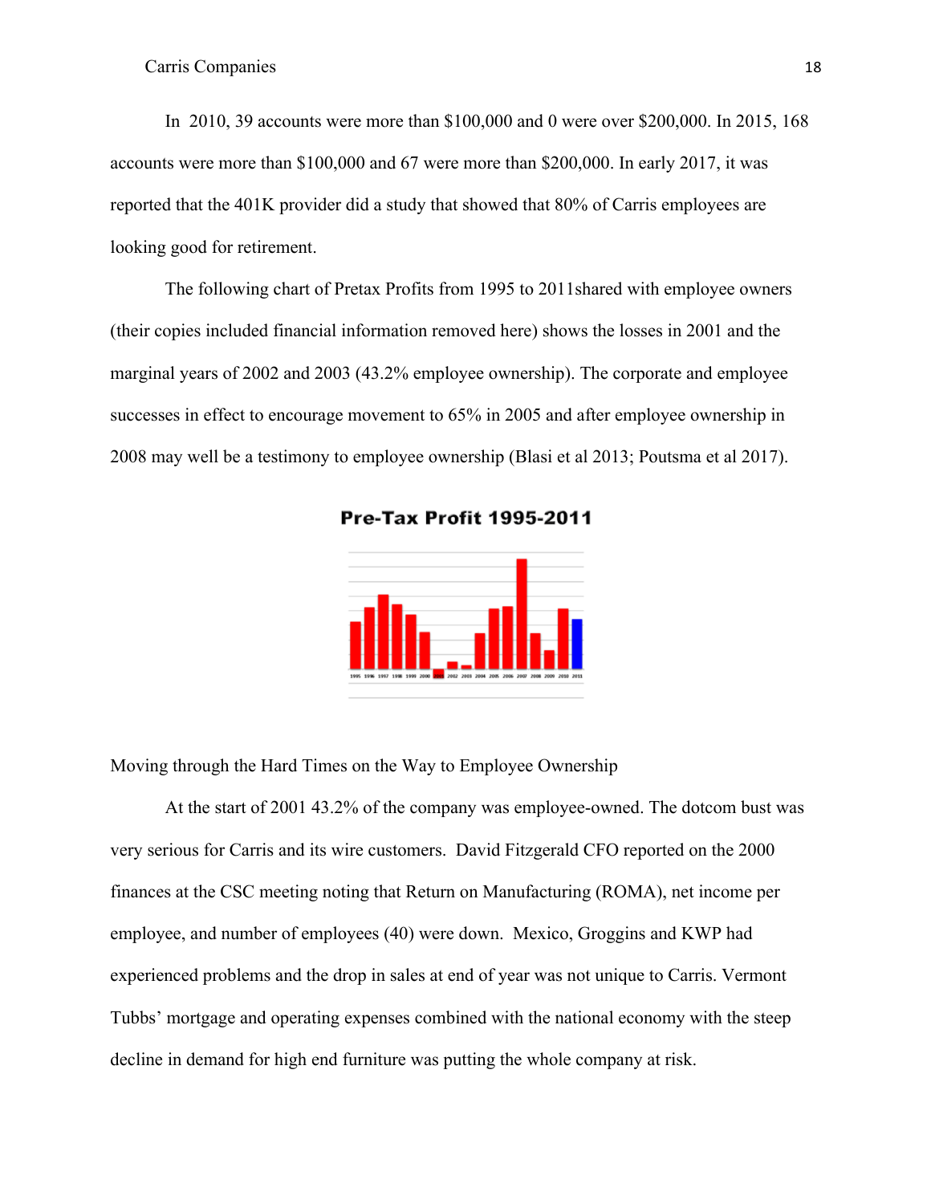In 2010, 39 accounts were more than $100,000 and 0 were over $200,000. In 2015, 168 accounts were more than $100,000 and 67 were more than $200,000. In early 2017, it was reported that the 401K provider did a study that showed that 80% of Carris employees are looking good for retirement.

The following chart of Pretax Profits from 1995 to 2011shared with employee owners (their copies included financial information removed here) shows the losses in 2001 and the marginal years of 2002 and 2003 (43.2% employee ownership). The corporate and employee successes in effect to encourage movement to 65% in 2005 and after employee ownership in 2008 may well be a testimony to employee ownership (Blasi et al 2013; Poutsma et al 2017).

**Pre-Tax Profit 1995-2011**

Moving through the Hard Times on the Way to Employee Ownership

At the start of 2001 43.2% of the company was employee-owned. The dotcom bust was very serious for Carris and its wire customers. David Fitzgerald CFO reported on the 2000 finances at the CSC meeting noting that Return on Manufacturing (ROMA), net income per employee, and number of employees (40) were down. Mexico, Groggins and KWP had experienced problems and the drop in sales at end of year was not unique to Carris. Vermont Tubbs' mortgage and operating expenses combined with the national economy with the steep decline in demand for high end furniture was putting the whole company at risk.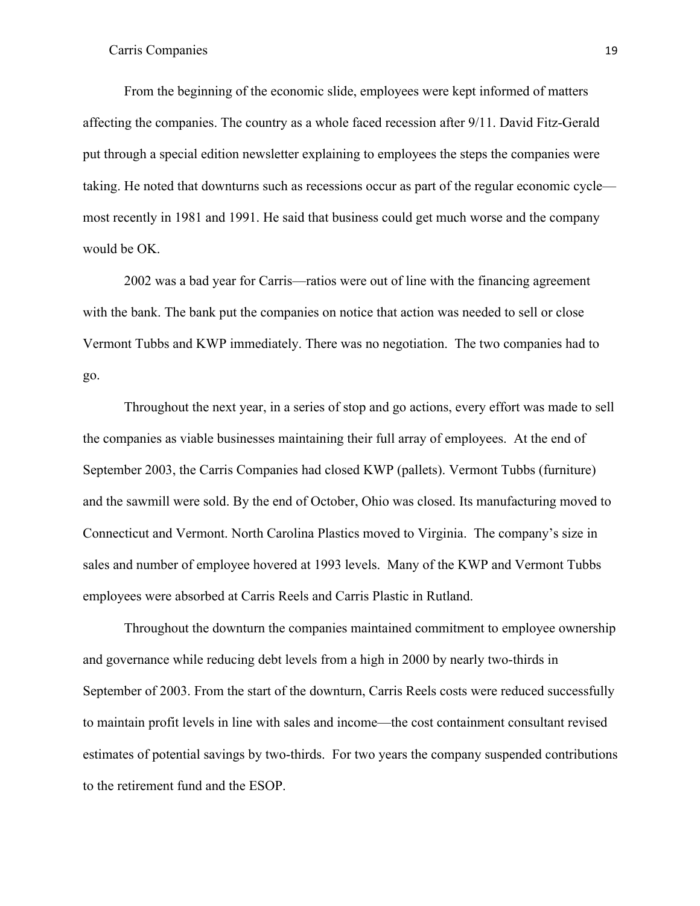From the beginning of the economic slide, employees were kept informed of matters affecting the companies. The country as a whole faced recession after 9/11. David Fitz-Gerald put through a special edition newsletter explaining to employees the steps the companies were taking. He noted that downturns such as recessions occur as part of the regular economic cycle—most recently in 1981 and 1991. He said that business could get much worse and the company would be OK.

2002 was a bad year for Carris—ratios were out of line with the financing agreement with the bank. The bank put the companies on notice that action was needed to sell or close Vermont Tubbs and KWP immediately. There was no negotiation. The two companies had to go.

Throughout the next year, in a series of stop and go actions, every effort was made to sell the companies as viable businesses maintaining their full array of employees. At the end of September 2003, the Carris Companies had closed KWP (pallets). Vermont Tubbs (furniture) and the sawmill were sold. By the end of October, Ohio was closed. Its manufacturing moved to Connecticut and Vermont. North Carolina Plastics moved to Virginia. The company's size in sales and number of employee hovered at 1993 levels. Many of the KWP and Vermont Tubbs employees were absorbed at Carris Reels and Carris Plastic in Rutland.

Throughout the downturn the companies maintained commitment to employee ownership and governance while reducing debt levels from a high in 2000 by nearly two-thirds in September of 2003. From the start of the downturn, Carris Reels costs were reduced successfully to maintain profit levels in line with sales and income—the cost containment consultant revised estimates of potential savings by two-thirds. For two years the company suspended contributions to the retirement fund and the ESOP.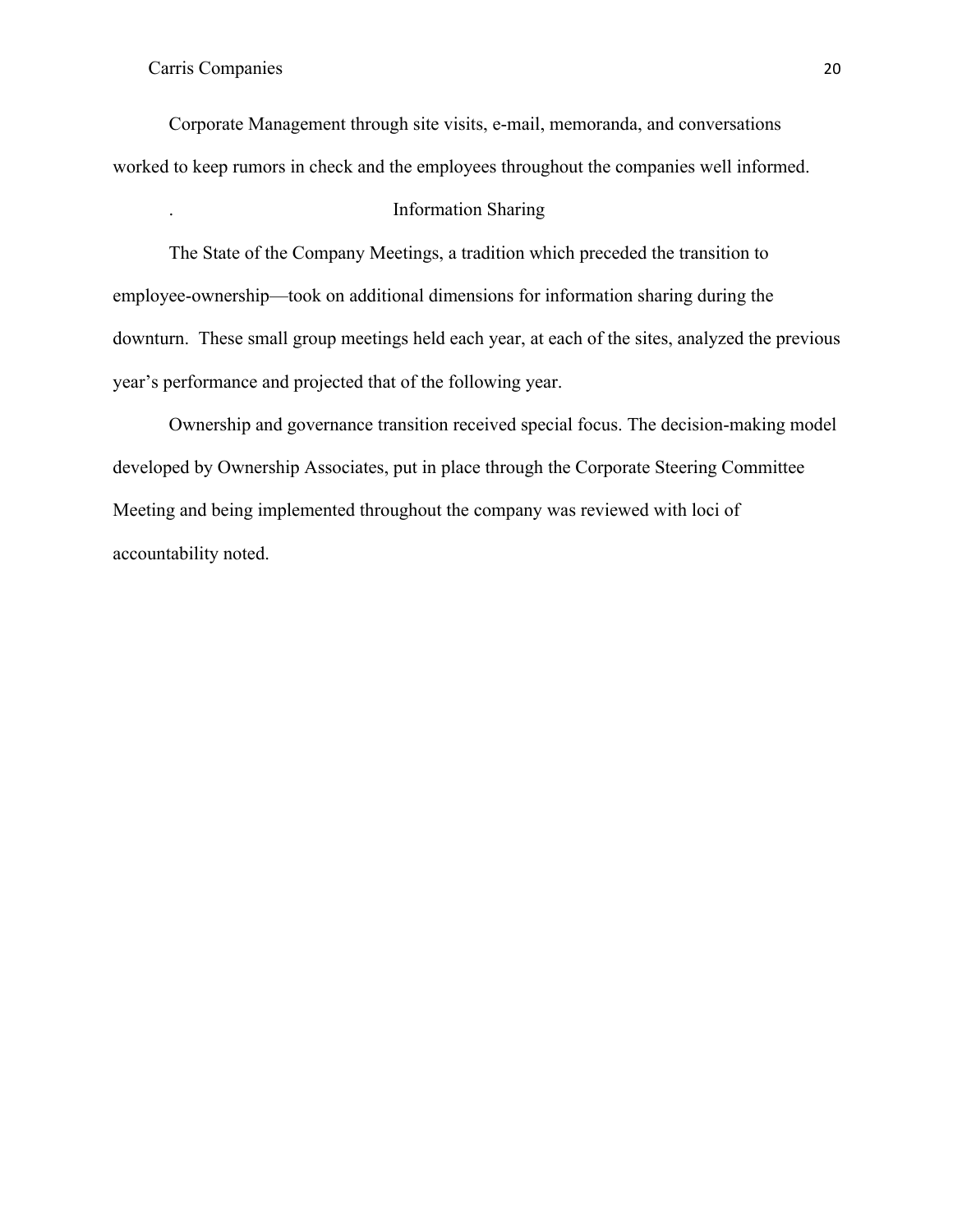Corporate Management through site visits, e-mail, memoranda, and conversations worked to keep rumors in check and the employees throughout the companies well informed.

## Information Sharing

The State of the Company Meetings, a tradition which preceded the transition to employee-ownership—took on additional dimensions for information sharing during the downturn. These small group meetings held each year, at each of the sites, analyzed the previous year's performance and projected that of the following year.

Ownership and governance transition received special focus. The decision-making model developed by Ownership Associates, put in place through the Corporate Steering Committee Meeting and being implemented throughout the company was reviewed with loci of accountability noted.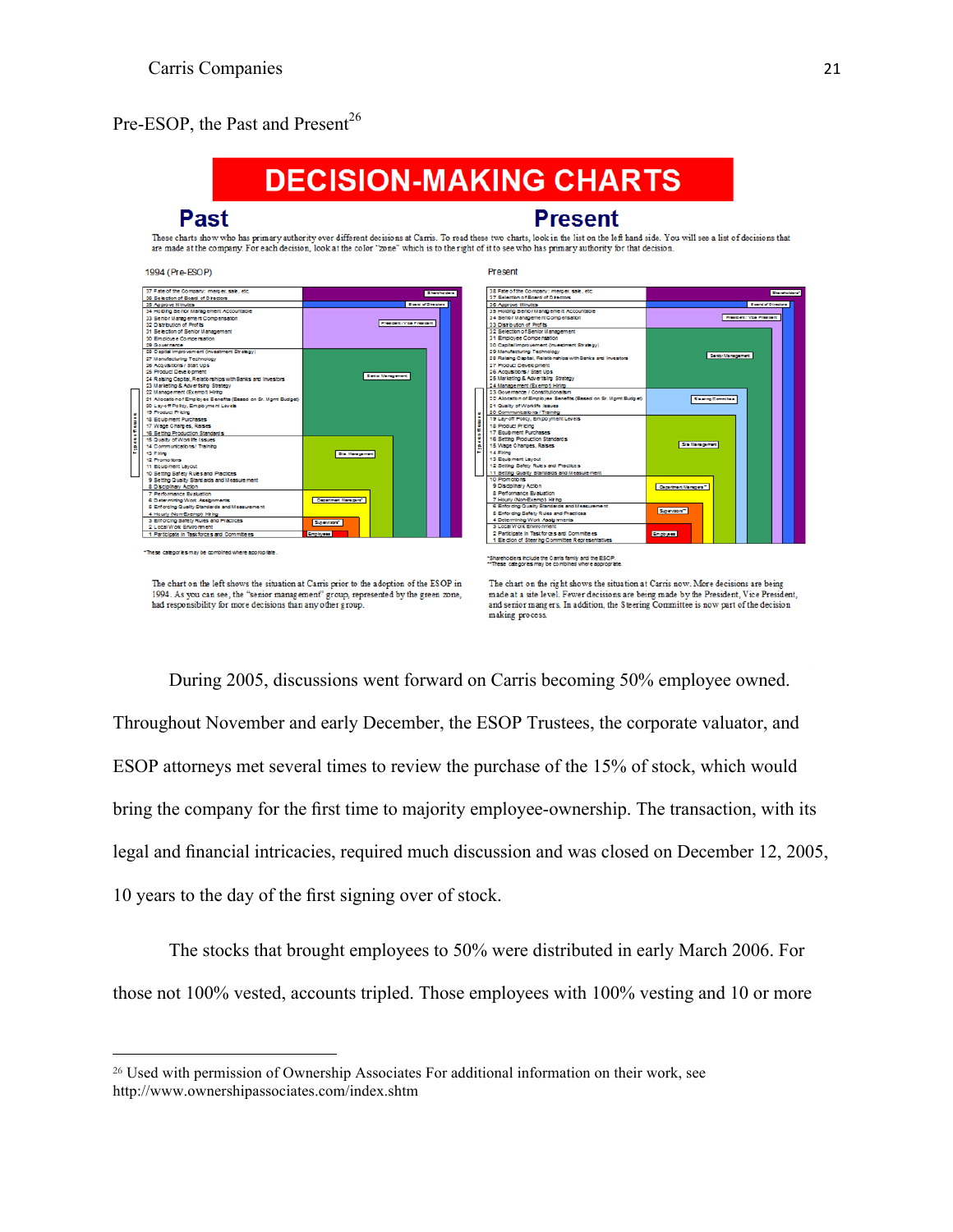Pre-ESOP, the Past and Present[26]

# DECISION-MAKING CHARTS

**Past** **Present**

These charts show who has primary authority over different decisions at Carris. To read these two charts, look in the list on the left hand side. You will see a list of decisions that are made at the company. For each decision, look at the color "zone" which is to the right of it to see who has primary authority for that decision.

1994 (Pre-ESOP)

37 Fate of the Company: merger, sale, etc
36 Selection of Board of Directors
35 Approve Minutes
34 Holding Senior Management Accountable
33 Senior Management Compensation
32 Distribution of Profits
31 Selection of Senior Management
30 Employee Compensation
29 Governance
28 Capital Improvement (Investment Strategy)
27 Manufacturing Technology
26 Acquisitions / Start Ups
25 Product Development
24 Raising Capital, Relationships with Banks and Investors
23 Marketing & Advertising Strategy
22 Management (Exempt) Hiring
21 Allocation of Employee Benefits (Based on Sr. Mgmt Budget)
20 Lay-off Policy, Employment Levels
19 Product Pricing
18 Equipment Purchases
17 Wage Changes, Raises
16 Setting Production Standards
15 Quality of Work life Issues
14 Communications / Training
13 Firing
12 Promotions
11 Equipment Layout
10 Setting Safety Rules and Practices
9 Setting Quality Standards and Measurement
8 Disciplinary Action
7 Performance Evaluation
6 Determining Work Assignments
5 Enforcing Quality Standards and Measurement
4 Hourly (Non-Exempt) Hiring
3 Enforcing Safety Rules and Practices
2 Local Work Environment
1 Participate in Taskforces and Committees

Zones: Shareholders, Board of Directors, President / Vice President, Senior Management, Site Management, Department Managers*, Supervisors*, Employees

*These categories may be combined where appropriate.

Present

38 Fate of the Company: merger, sale, etc
37 Selection of Board of Directors
36 Approve Minutes
35 Holding Senior Management Accountable
34 Senior Management Compensation
33 Distribution of Profits
32 Selection of Senior Management
31 Employee Compensation
30 Capital Improvement (Investment Strategy)
29 Manufacturing Technology
28 Raising Capital, Relationships with Banks and Investors
27 Product Development
26 Acquisitions / Start Ups
25 Marketing & Advertising Strategy
24 Management (Exempt) Hiring
23 Governance / Constitutionalism
22 Allocation of Employee Benefits (Based on Sr. Mgmt Budget)
21 Quality of Worklife Issues
20 Communications / Training
19 Lay-off Policy, Employment Levels
18 Product Pricing
17 Equipment Purchases
16 Setting Production Standards
15 Wage Changes, Raises
14 Firing
13 Equipment Layout
12 Setting Safety Rules and Practices
11 Setting Quality Standards and Measurement
10 Promotions
9 Disciplinary Action
8 Performance Evaluation
7 Hourly (Non-Exempt) Hiring
6 Enforcing Quality Standards and Measurement
5 Enforcing Safety Rules and Practices
4 Determining Work Assignments
3 Local Work Environment
2 Participate in Taskforces and Committees
1 Election of Steering Committee Representatives

Zones: Shareholders*, Board of Directors, President / Vice President, Senior Management, Steering Committee, Site Management, Department Managers**, Supervisors**, Employees

*Shareholders include the Carris family and the ESOP.
**These categories may be combined where appropriate.

The chart on the left shows the situation at Carris prior to the adoption of the ESOP in 1994. As you can see, the "senior management" group, represented by the green zone, had responsibility for more decisions than any other group.

The chart on the right shows the situation at Carris now. More decisions are being made at a site level. Fewer decisions are being made by the President, Vice President, and senior managers. In addition, the Steering Committee is now part of the decision making process.

During 2005, discussions went forward on Carris becoming 50% employee owned. Throughout November and early December, the ESOP Trustees, the corporate valuator, and ESOP attorneys met several times to review the purchase of the 15% of stock, which would bring the company for the first time to majority employee-ownership. The transaction, with its legal and financial intricacies, required much discussion and was closed on December 12, 2005, 10 years to the day of the first signing over of stock.

The stocks that brought employees to 50% were distributed in early March 2006. For those not 100% vested, accounts tripled. Those employees with 100% vesting and 10 or more

[26] Used with permission of Ownership Associates For additional information on their work, see http://www.ownershipassociates.com/index.shtm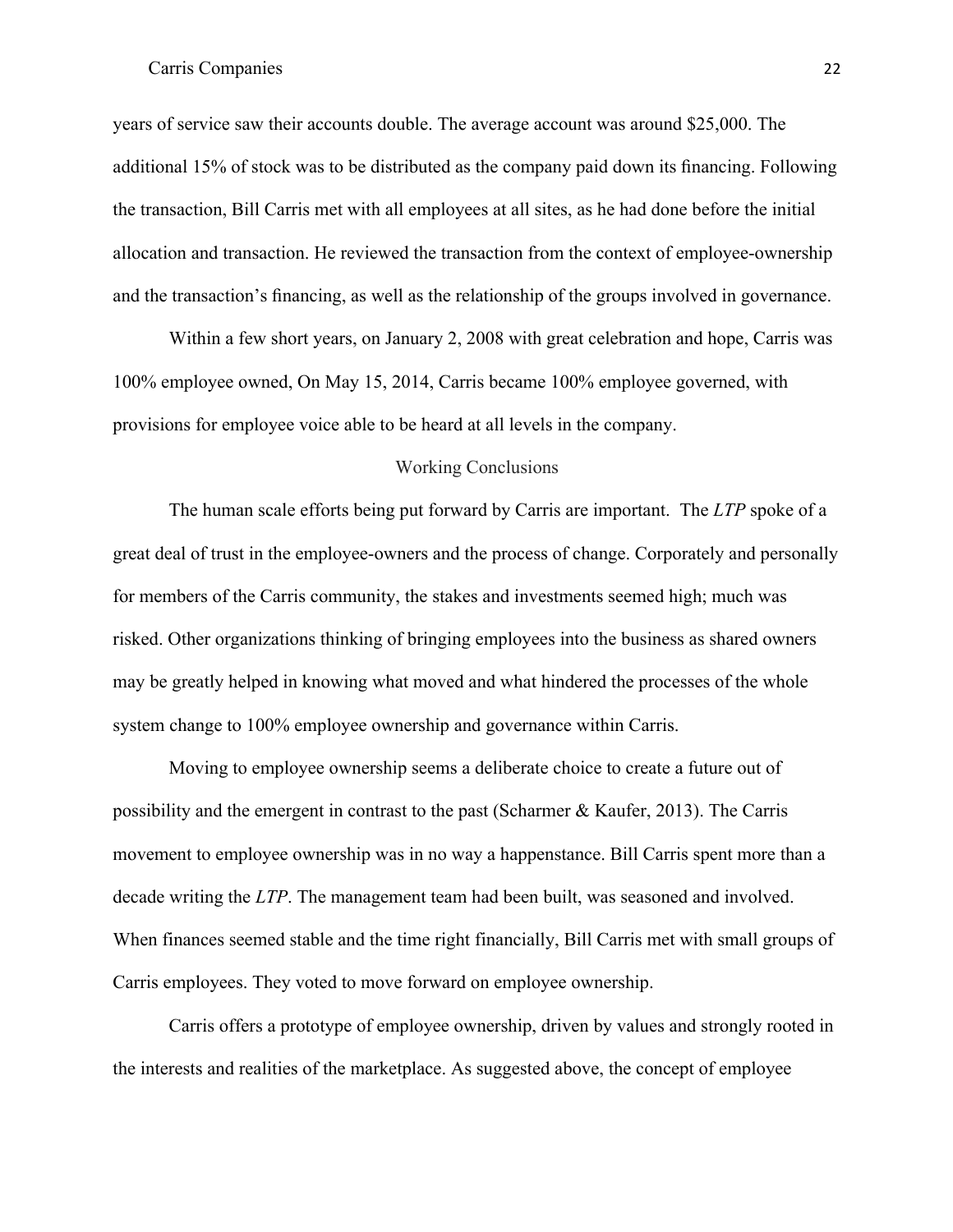years of service saw their accounts double. The average account was around $25,000. The additional 15% of stock was to be distributed as the company paid down its financing. Following the transaction, Bill Carris met with all employees at all sites, as he had done before the initial allocation and transaction. He reviewed the transaction from the context of employee-ownership and the transaction's financing, as well as the relationship of the groups involved in governance.

Within a few short years, on January 2, 2008 with great celebration and hope, Carris was 100% employee owned, On May 15, 2014, Carris became 100% employee governed, with provisions for employee voice able to be heard at all levels in the company.

## Working Conclusions

The human scale efforts being put forward by Carris are important. The *LTP* spoke of a great deal of trust in the employee-owners and the process of change. Corporately and personally for members of the Carris community, the stakes and investments seemed high; much was risked. Other organizations thinking of bringing employees into the business as shared owners may be greatly helped in knowing what moved and what hindered the processes of the whole system change to 100% employee ownership and governance within Carris.

Moving to employee ownership seems a deliberate choice to create a future out of possibility and the emergent in contrast to the past (Scharmer & Kaufer, 2013). The Carris movement to employee ownership was in no way a happenstance. Bill Carris spent more than a decade writing the *LTP*. The management team had been built, was seasoned and involved. When finances seemed stable and the time right financially, Bill Carris met with small groups of Carris employees. They voted to move forward on employee ownership.

Carris offers a prototype of employee ownership, driven by values and strongly rooted in the interests and realities of the marketplace. As suggested above, the concept of employee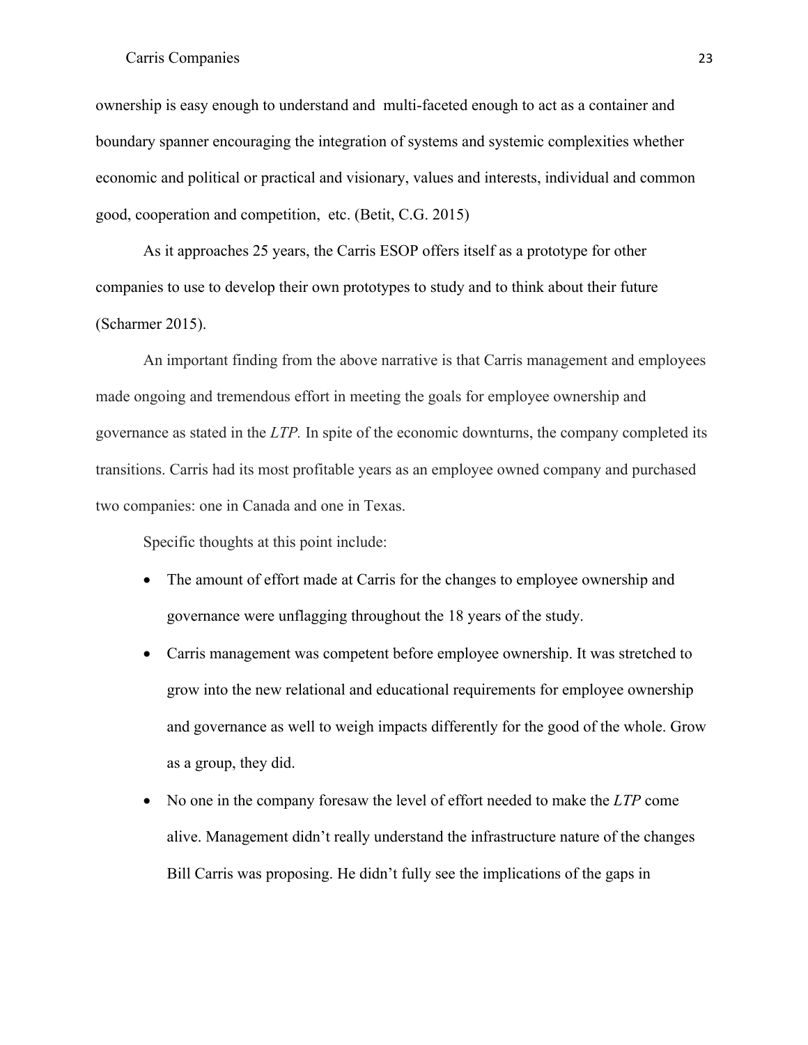ownership is easy enough to understand and multi-faceted enough to act as a container and boundary spanner encouraging the integration of systems and systemic complexities whether economic and political or practical and visionary, values and interests, individual and common good, cooperation and competition, etc. (Betit, C.G. 2015)

As it approaches 25 years, the Carris ESOP offers itself as a prototype for other companies to use to develop their own prototypes to study and to think about their future (Scharmer 2015).

An important finding from the above narrative is that Carris management and employees made ongoing and tremendous effort in meeting the goals for employee ownership and governance as stated in the *LTP.* In spite of the economic downturns, the company completed its transitions. Carris had its most profitable years as an employee owned company and purchased two companies: one in Canada and one in Texas.

Specific thoughts at this point include:

- The amount of effort made at Carris for the changes to employee ownership and governance were unflagging throughout the 18 years of the study.
- Carris management was competent before employee ownership. It was stretched to grow into the new relational and educational requirements for employee ownership and governance as well to weigh impacts differently for the good of the whole. Grow as a group, they did.
- No one in the company foresaw the level of effort needed to make the *LTP* come alive. Management didn't really understand the infrastructure nature of the changes Bill Carris was proposing. He didn't fully see the implications of the gaps in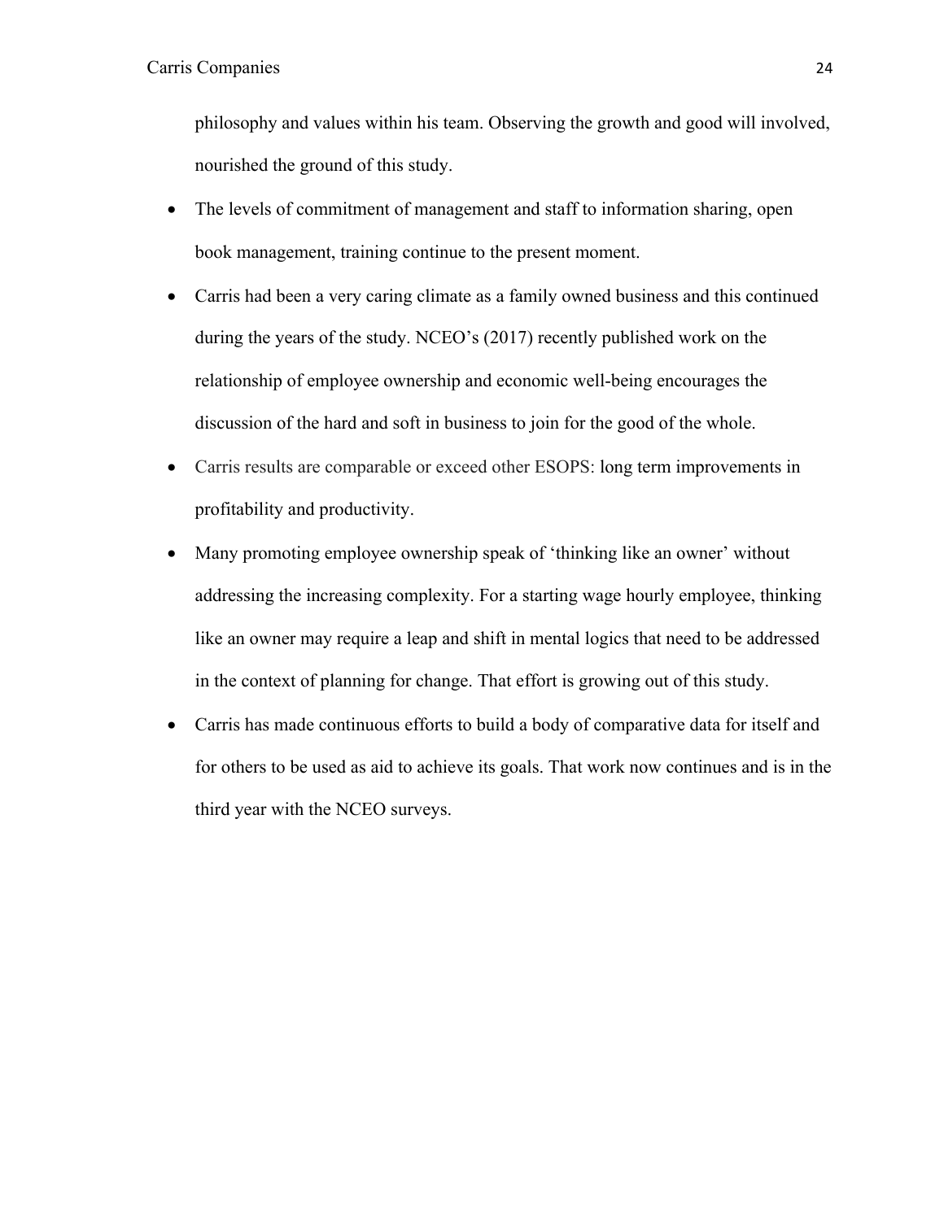philosophy and values within his team. Observing the growth and good will involved, nourished the ground of this study.

- The levels of commitment of management and staff to information sharing, open book management, training continue to the present moment.
- Carris had been a very caring climate as a family owned business and this continued during the years of the study. NCEO's (2017) recently published work on the relationship of employee ownership and economic well-being encourages the discussion of the hard and soft in business to join for the good of the whole.
- Carris results are comparable or exceed other ESOPS: long term improvements in profitability and productivity.
- Many promoting employee ownership speak of 'thinking like an owner' without addressing the increasing complexity. For a starting wage hourly employee, thinking like an owner may require a leap and shift in mental logics that need to be addressed in the context of planning for change. That effort is growing out of this study.
- Carris has made continuous efforts to build a body of comparative data for itself and for others to be used as aid to achieve its goals. That work now continues and is in the third year with the NCEO surveys.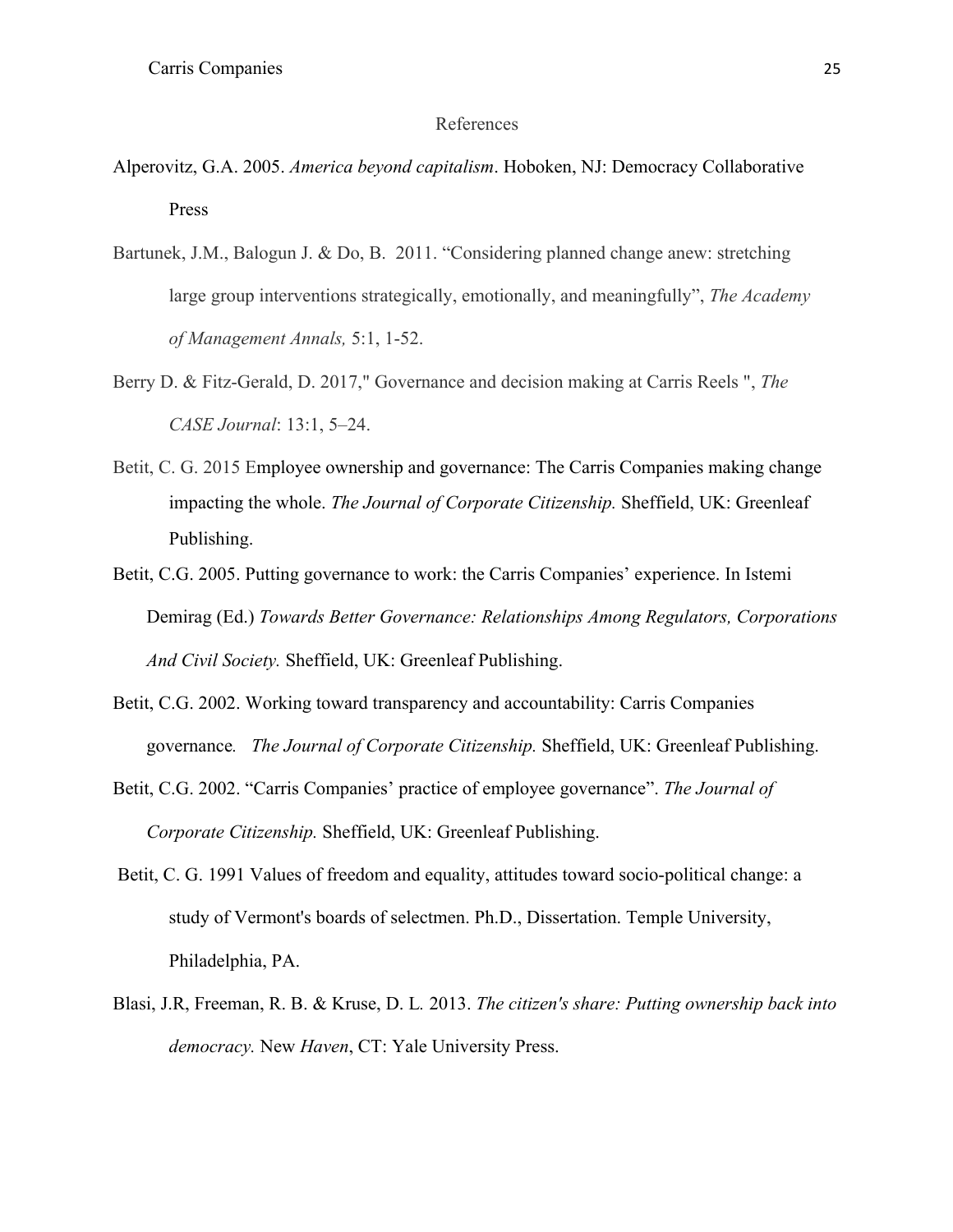## References

Alperovitz, G.A. 2005. *America beyond capitalism*. Hoboken, NJ: Democracy Collaborative Press

Bartunek, J.M., Balogun J. & Do, B. 2011. "Considering planned change anew: stretching large group interventions strategically, emotionally, and meaningfully", *The Academy of Management Annals,* 5:1, 1-52.

Berry D. & Fitz-Gerald, D. 2017," Governance and decision making at Carris Reels ", *The CASE Journal*: 13:1, 5–24.

Betit, C. G. 2015 Employee ownership and governance: The Carris Companies making change impacting the whole. *The Journal of Corporate Citizenship.* Sheffield, UK: Greenleaf Publishing.

Betit, C.G. 2005. Putting governance to work: the Carris Companies' experience. In Istemi Demirag (Ed.) *Towards Better Governance: Relationships Among Regulators, Corporations And Civil Society.* Sheffield, UK: Greenleaf Publishing.

Betit, C.G. 2002. Working toward transparency and accountability: Carris Companies governance*. The Journal of Corporate Citizenship.* Sheffield, UK: Greenleaf Publishing.

Betit, C.G. 2002. "Carris Companies' practice of employee governance". *The Journal of Corporate Citizenship.* Sheffield, UK: Greenleaf Publishing.

Betit, C. G. 1991 Values of freedom and equality, attitudes toward socio-political change: a study of Vermont's boards of selectmen. Ph.D., Dissertation. Temple University, Philadelphia, PA.

Blasi, J.R, Freeman, R. B. & Kruse, D. L. 2013. *The citizen's share: Putting ownership back into democracy.* New *Haven*, CT: Yale University Press.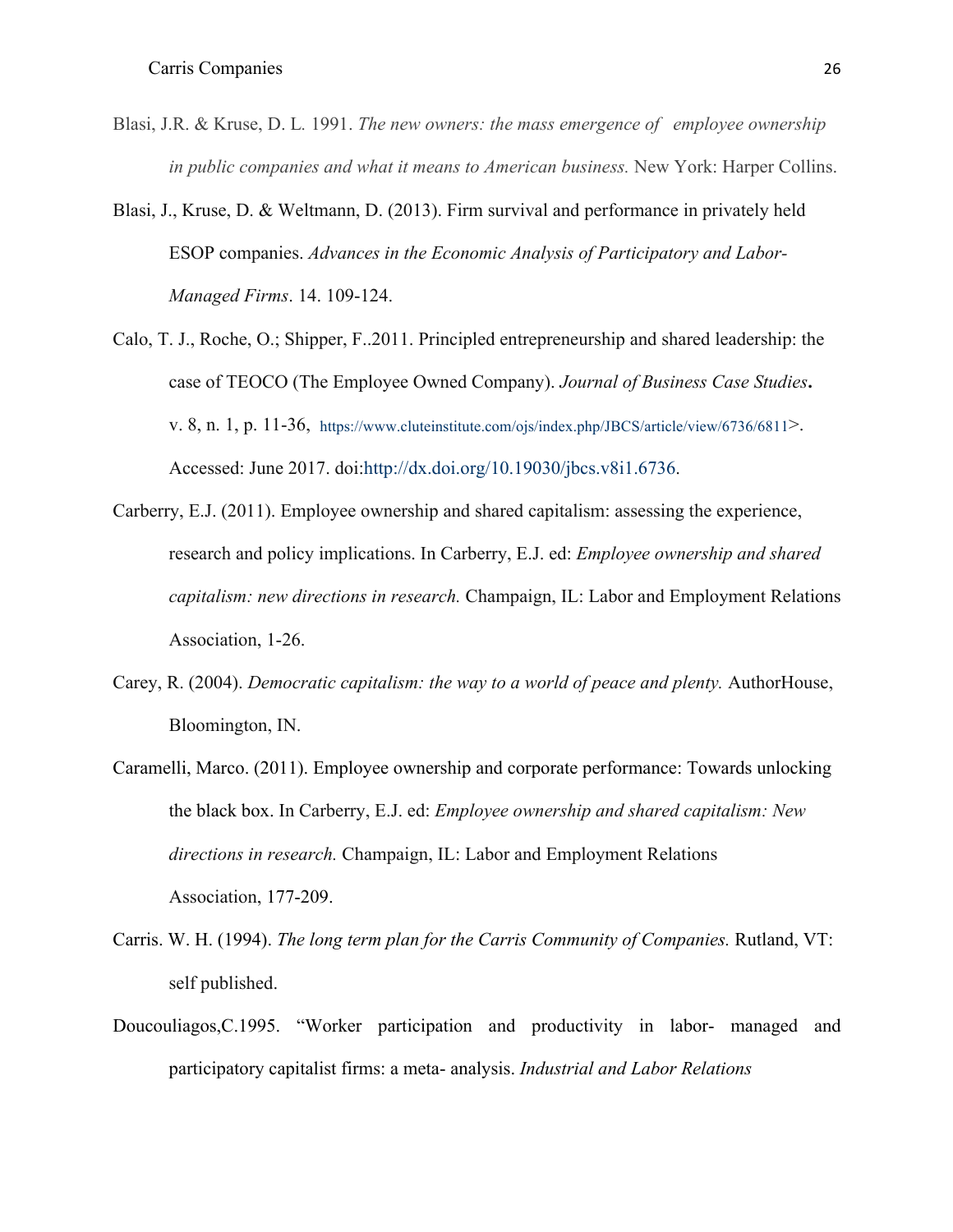Blasi, J.R. & Kruse, D. L. 1991. *The new owners: the mass emergence of employee ownership in public companies and what it means to American business.* New York: Harper Collins.

Blasi, J., Kruse, D. & Weltmann, D. (2013). Firm survival and performance in privately held ESOP companies. *Advances in the Economic Analysis of Participatory and Labor-Managed Firms*. 14. 109-124.

Calo, T. J., Roche, O.; Shipper, F..2011. Principled entrepreneurship and shared leadership: the case of TEOCO (The Employee Owned Company). *Journal of Business Case Studies***.** v. 8, n. 1, p. 11-36, https://www.cluteinstitute.com/ojs/index.php/JBCS/article/view/6736/6811>. Accessed: June 2017. doi:http://dx.doi.org/10.19030/jbcs.v8i1.6736.

Carberry, E.J. (2011). Employee ownership and shared capitalism: assessing the experience, research and policy implications. In Carberry, E.J. ed: *Employee ownership and shared capitalism: new directions in research.* Champaign, IL: Labor and Employment Relations Association, 1-26.

Carey, R. (2004). *Democratic capitalism: the way to a world of peace and plenty.* AuthorHouse, Bloomington, IN.

Caramelli, Marco. (2011). Employee ownership and corporate performance: Towards unlocking the black box. In Carberry, E.J. ed: *Employee ownership and shared capitalism: New directions in research.* Champaign, IL: Labor and Employment Relations Association, 177-209.

Carris. W. H. (1994). *The long term plan for the Carris Community of Companies.* Rutland, VT: self published.

Doucouliagos,C.1995. "Worker participation and productivity in labor- managed and participatory capitalist firms: a meta- analysis. *Industrial and Labor Relations*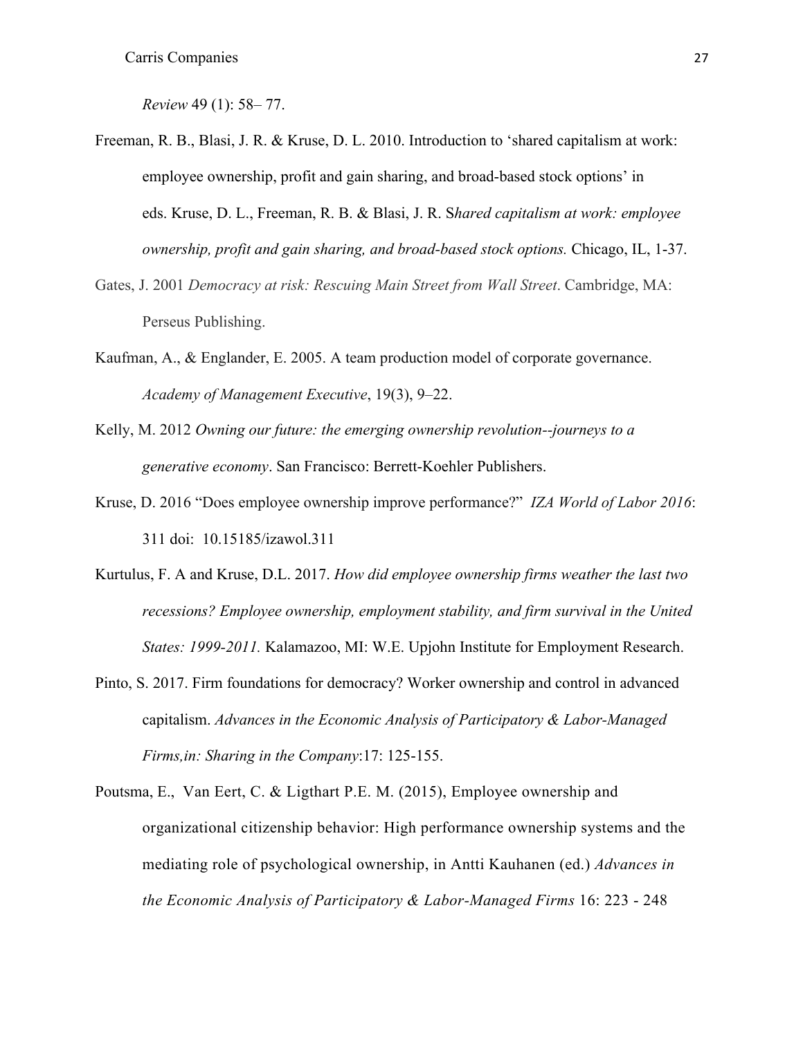*Review* 49 (1): 58– 77.

Freeman, R. B., Blasi, J. R. & Kruse, D. L. 2010. Introduction to 'shared capitalism at work: employee ownership, profit and gain sharing, and broad-based stock options' in eds. Kruse, D. L., Freeman, R. B. & Blasi, J. R. S*hared capitalism at work: employee ownership, profit and gain sharing, and broad-based stock options.* Chicago, IL, 1-37.

Gates, J. 2001 *Democracy at risk: Rescuing Main Street from Wall Street*. Cambridge, MA: Perseus Publishing.

Kaufman, A., & Englander, E. 2005. A team production model of corporate governance. *Academy of Management Executive*, 19(3), 9–22.

Kelly, M. 2012 *Owning our future: the emerging ownership revolution--journeys to a generative economy*. San Francisco: Berrett-Koehler Publishers.

Kruse, D. 2016 "Does employee ownership improve performance?" *IZA World of Labor 2016*: 311 doi: 10.15185/izawol.311

Kurtulus, F. A and Kruse, D.L. 2017. *How did employee ownership firms weather the last two recessions? Employee ownership, employment stability, and firm survival in the United States: 1999-2011.* Kalamazoo, MI: W.E. Upjohn Institute for Employment Research.

Pinto, S. 2017. Firm foundations for democracy? Worker ownership and control in advanced capitalism. *Advances in the Economic Analysis of Participatory & Labor-Managed Firms,in: Sharing in the Company*:17: 125-155.

Poutsma, E., Van Eert, C. & Ligthart P.E. M. (2015), Employee ownership and organizational citizenship behavior: High performance ownership systems and the mediating role of psychological ownership, in Antti Kauhanen (ed.) *Advances in the Economic Analysis of Participatory & Labor-Managed Firms* 16: 223 - 248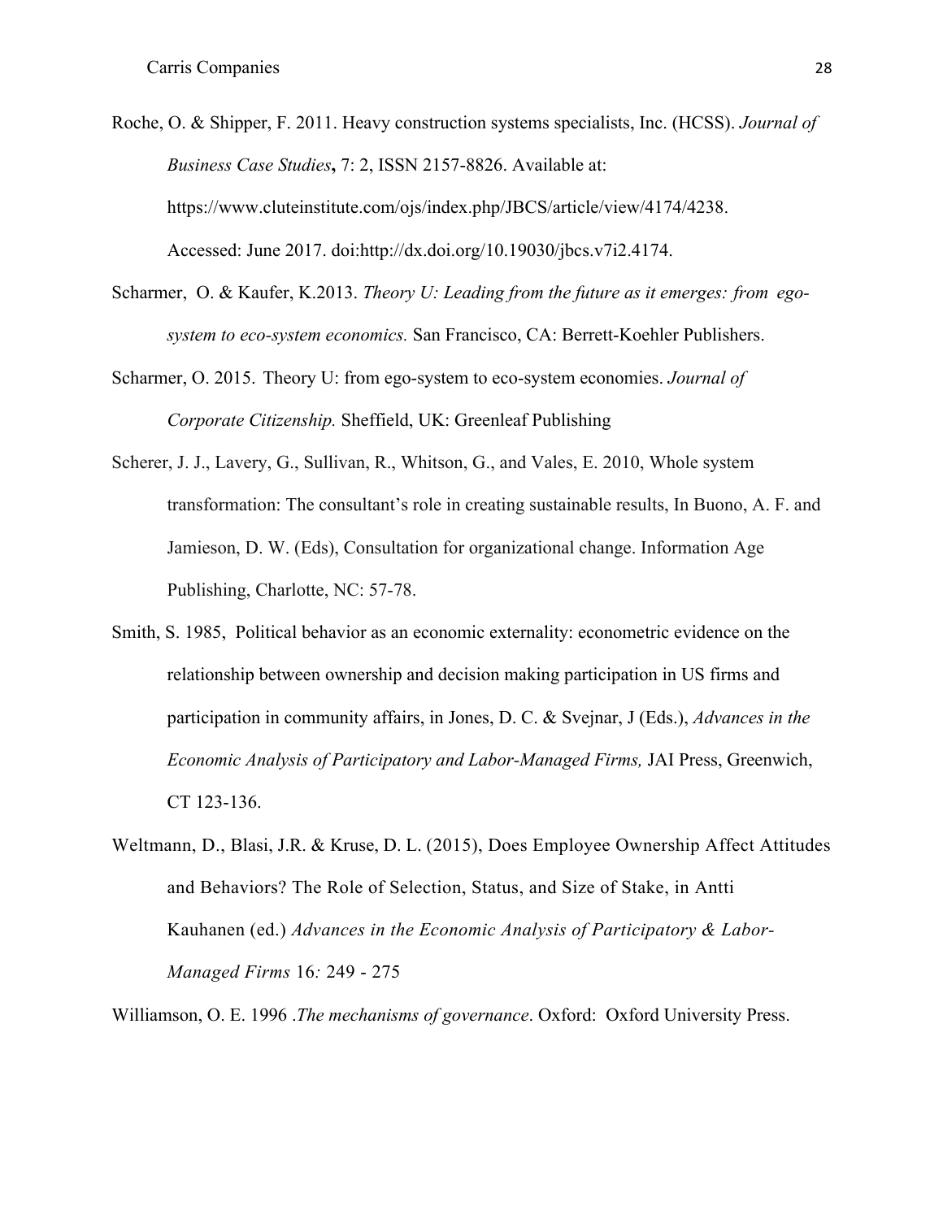Roche, O. & Shipper, F. 2011. Heavy construction systems specialists, Inc. (HCSS). *Journal of Business Case Studies***,** 7: 2, ISSN 2157-8826. Available at: https://www.cluteinstitute.com/ojs/index.php/JBCS/article/view/4174/4238. Accessed: June 2017. doi:http://dx.doi.org/10.19030/jbcs.v7i2.4174.

Scharmer, O. & Kaufer, K.2013. *Theory U: Leading from the future as it emerges: from ego-system to eco-system economics.* San Francisco, CA: Berrett-Koehler Publishers.

Scharmer, O. 2015. Theory U: from ego-system to eco-system economies. *Journal of Corporate Citizenship.* Sheffield, UK: Greenleaf Publishing

Scherer, J. J., Lavery, G., Sullivan, R., Whitson, G., and Vales, E. 2010, Whole system transformation: The consultant's role in creating sustainable results, In Buono, A. F. and Jamieson, D. W. (Eds), Consultation for organizational change. Information Age Publishing, Charlotte, NC: 57-78.

Smith, S. 1985, Political behavior as an economic externality: econometric evidence on the relationship between ownership and decision making participation in US firms and participation in community affairs, in Jones, D. C. & Svejnar, J (Eds.), *Advances in the Economic Analysis of Participatory and Labor-Managed Firms,* JAI Press, Greenwich, CT 123-136.

Weltmann, D., Blasi, J.R. & Kruse, D. L. (2015), Does Employee Ownership Affect Attitudes and Behaviors? The Role of Selection, Status, and Size of Stake, in Antti Kauhanen (ed.) *Advances in the Economic Analysis of Participatory & Labor-Managed Firms* 16*:* 249 - 275

Williamson, O. E. 1996 .*The mechanisms of governance*. Oxford: Oxford University Press.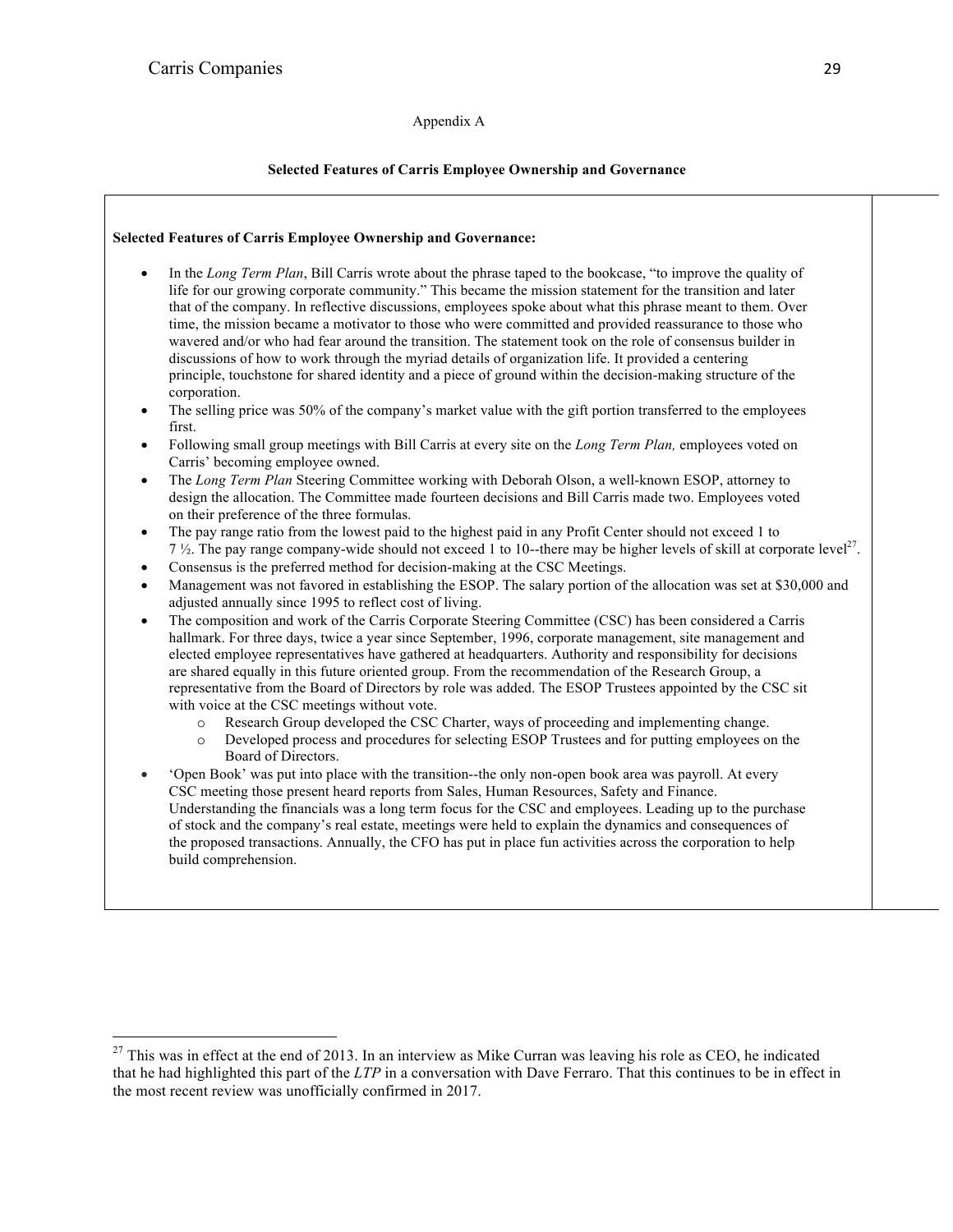Appendix A

**Selected Features of Carris Employee Ownership and Governance**

**Selected Features of Carris Employee Ownership and Governance:**

- In the *Long Term Plan*, Bill Carris wrote about the phrase taped to the bookcase, "to improve the quality of life for our growing corporate community." This became the mission statement for the transition and later that of the company. In reflective discussions, employees spoke about what this phrase meant to them. Over time, the mission became a motivator to those who were committed and provided reassurance to those who wavered and/or who had fear around the transition. The statement took on the role of consensus builder in discussions of how to work through the myriad details of organization life. It provided a centering principle, touchstone for shared identity and a piece of ground within the decision-making structure of the corporation.
- The selling price was 50% of the company's market value with the gift portion transferred to the employees first.
- Following small group meetings with Bill Carris at every site on the *Long Term Plan,* employees voted on Carris' becoming employee owned.
- The *Long Term Plan* Steering Committee working with Deborah Olson, a well-known ESOP, attorney to design the allocation. The Committee made fourteen decisions and Bill Carris made two. Employees voted on their preference of the three formulas.
- The pay range ratio from the lowest paid to the highest paid in any Profit Center should not exceed 1 to 7 ½. The pay range company-wide should not exceed 1 to 10--there may be higher levels of skill at corporate level[27].
- Consensus is the preferred method for decision-making at the CSC Meetings.
- Management was not favored in establishing the ESOP. The salary portion of the allocation was set at $30,000 and adjusted annually since 1995 to reflect cost of living.
- The composition and work of the Carris Corporate Steering Committee (CSC) has been considered a Carris hallmark. For three days, twice a year since September, 1996, corporate management, site management and elected employee representatives have gathered at headquarters. Authority and responsibility for decisions are shared equally in this future oriented group. From the recommendation of the Research Group, a representative from the Board of Directors by role was added. The ESOP Trustees appointed by the CSC sit with voice at the CSC meetings without vote.
    - Research Group developed the CSC Charter, ways of proceeding and implementing change.
    - Developed process and procedures for selecting ESOP Trustees and for putting employees on the Board of Directors.
- 'Open Book' was put into place with the transition--the only non-open book area was payroll. At every CSC meeting those present heard reports from Sales, Human Resources, Safety and Finance. Understanding the financials was a long term focus for the CSC and employees. Leading up to the purchase of stock and the company's real estate, meetings were held to explain the dynamics and consequences of the proposed transactions. Annually, the CFO has put in place fun activities across the corporation to help build comprehension.

[27] This was in effect at the end of 2013. In an interview as Mike Curran was leaving his role as CEO, he indicated that he had highlighted this part of the *LTP* in a conversation with Dave Ferraro. That this continues to be in effect in the most recent review was unofficially confirmed in 2017.